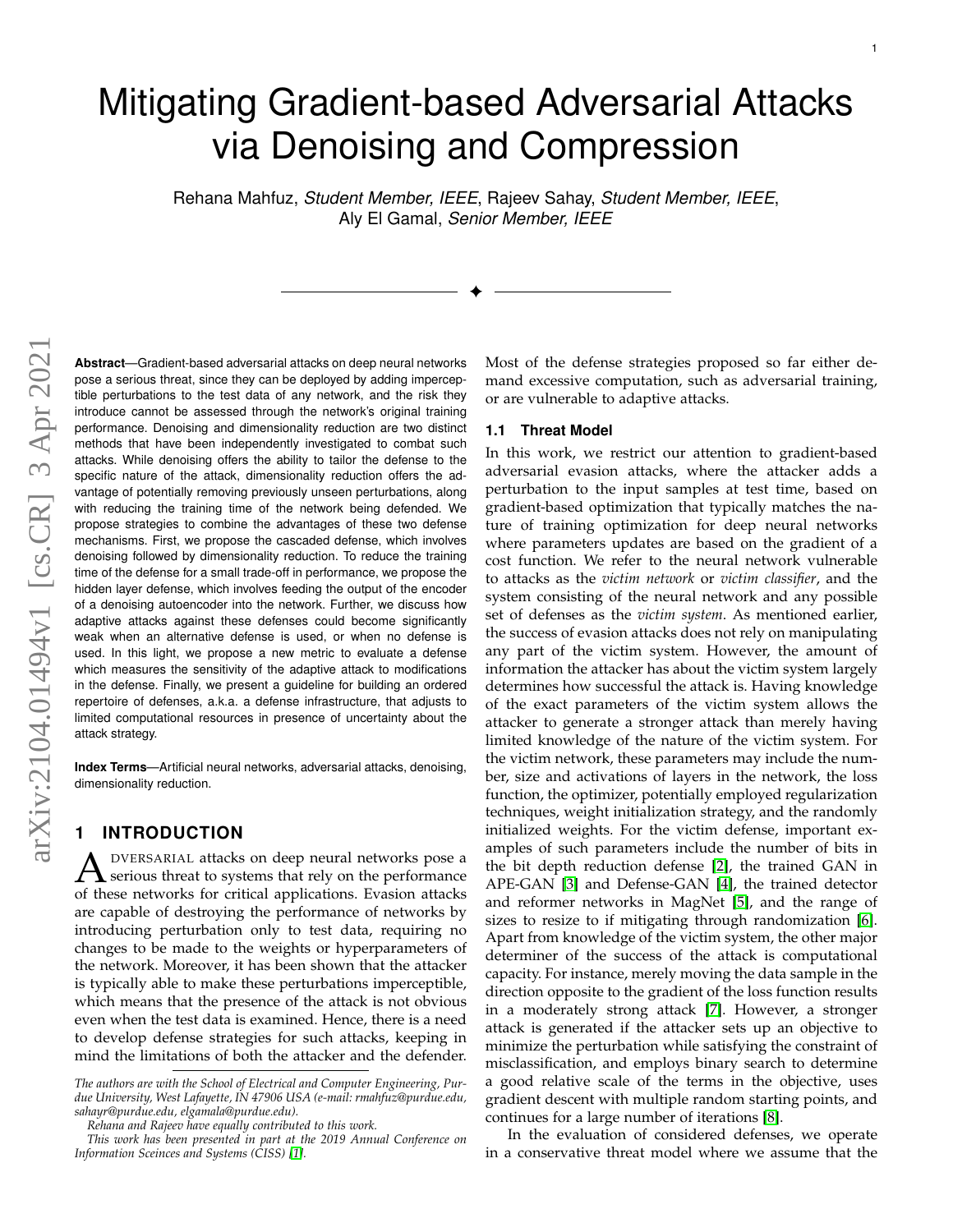# Mitigating Gradient-based Adversarial Attacks via Denoising and Compression

Rehana Mahfuz, *Student Member, IEEE*, Rajeev Sahay, *Student Member, IEEE*, Aly El Gamal, *Senior Member, IEEE*

**Abstract**—Gradient-based adversarial attacks on deep neural networks pose a serious threat, since they can be deployed by adding imperceptible perturbations to the test data of any network, and the risk they introduce cannot be assessed through the network's original training performance. Denoising and dimensionality reduction are two distinct methods that have been independently investigated to combat such attacks. While denoising offers the ability to tailor the defense to the specific nature of the attack, dimensionality reduction offers the advantage of potentially removing previously unseen perturbations, along with reducing the training time of the network being defended. We propose strategies to combine the advantages of these two defense mechanisms. First, we propose the cascaded defense, which involves denoising followed by dimensionality reduction. To reduce the training time of the defense for a small trade-off in performance, we propose the hidden layer defense, which involves feeding the output of the encoder of a denoising autoencoder into the network. Further, we discuss how adaptive attacks against these defenses could become significantly weak when an alternative defense is used, or when no defense is used. In this light, we propose a new metric to evaluate a defense which measures the sensitivity of the adaptive attack to modifications in the defense. Finally, we present a guideline for building an ordered repertoire of defenses, a.k.a. a defense infrastructure, that adjusts to limited computational resources in presence of uncertainty about the attack strategy.

**Index Terms**—Artificial neural networks, adversarial attacks, denoising, dimensionality reduction.

## 1 Introduction

Adversarial attacks on deep neural networks pose a serious threat to systems that rely on the performance of these networks for critical applications. Evasion attacks are capable of destroying the performance of networks by introducing perturbation only to test data, requiring no changes to be made to the weights or hyperparameters of the network. Moreover, it has been shown that the attacker is typically able to make these perturbations imperceptible, which means that the presence of the attack is not obvious even when the test data is examined. Hence, there is a need to develop defense strategies for such attacks, keeping in mind the limitations of both the attacker and the defender. Most of the defense strategies proposed so far either demand excessive computation, such as adversarial training, or are vulnerable to adaptive attacks.

### 1.1 Threat Model

In this work, we restrict our attention to gradient-based adversarial evasion attacks, where the attacker adds a perturbation to the input samples at test time, based on gradient-based optimization that typically matches the nature of training optimization for deep neural networks where parameters updates are based on the gradient of a cost function. We refer to the neural network vulnerable to attacks as the *victim network* or *victim classifier*, and the system consisting of the neural network and any possible set of defenses as the *victim system*. As mentioned earlier, the success of evasion attacks does not rely on manipulating any part of the victim system. However, the amount of information the attacker has about the victim system largely determines how successful the attack is. Having knowledge of the exact parameters of the victim system allows the attacker to generate a stronger attack than merely having limited knowledge of the nature of the victim system. For the victim network, these parameters may include the number, size and activations of layers in the network, the loss function, the optimizer, potentially employed regularization techniques, weight initialization strategy, and the randomly initialized weights. For the victim defense, important examples of such parameters include the number of bits in the bit depth reduction defense [2], the trained GAN in APE-GAN [3] and Defense-GAN [4], the trained detector and reformer networks in MagNet [5], and the range of sizes to resize to if mitigating through randomization [6]. Apart from knowledge of the victim system, the other major determiner of the success of the attack is computational capacity. For instance, merely moving the data sample in the direction opposite to the gradient of the loss function results in a moderately strong attack [7]. However, a stronger attack is generated if the attacker sets up an objective to minimize the perturbation while satisfying the constraint of misclassification, and employs binary search to determine a good relative scale of the terms in the objective, uses gradient descent with multiple random starting points, and continues for a large number of iterations [8].

In the evaluation of considered defenses, we operate in a conservative threat model where we assume that the

---

*The authors are with the School of Electrical and Computer Engineering, Purdue University, West Lafayette, IN 47906 USA (e-mail: rmahfuz@purdue.edu, sahayr@purdue.edu, elgamala@purdue.edu).*

*Rehana and Rajeev have equally contributed to this work.*

*This work has been presented in part at the 2019 Annual Conference on Information Sceinces and Systems (CISS) [1].*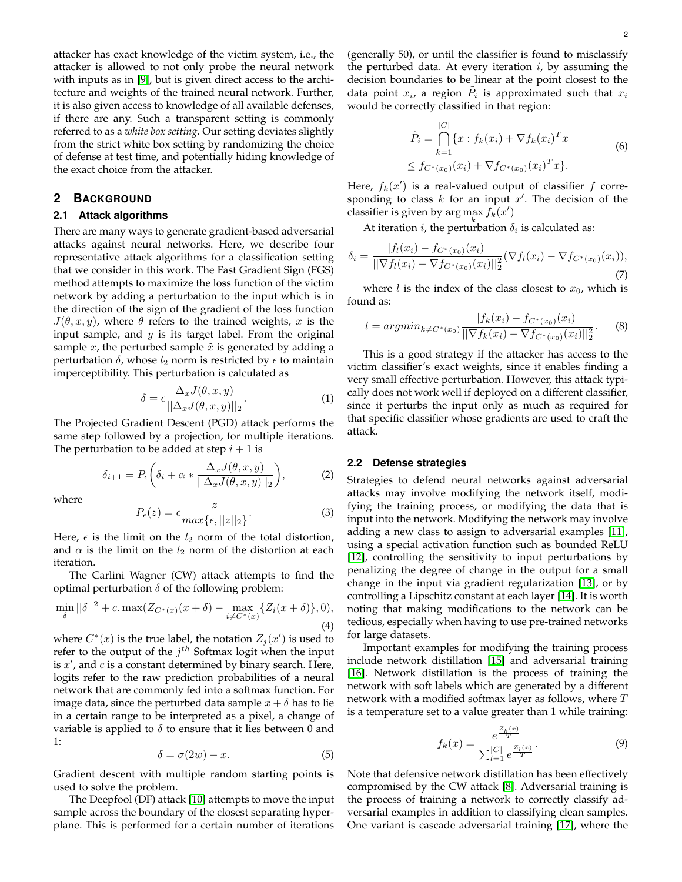attacker has exact knowledge of the victim system, i.e., the attacker is allowed to not only probe the neural network with inputs as in [9], but is given direct access to the architecture and weights of the trained neural network. Further, it is also given access to knowledge of all available defenses, if there are any. Such a transparent setting is commonly referred to as a *white box setting*. Our setting deviates slightly from the strict white box setting by randomizing the choice of defense at test time, and potentially hiding knowledge of the exact choice from the attacker.

## 2 BACKGROUND

### 2.1 Attack algorithms

There are many ways to generate gradient-based adversarial attacks against neural networks. Here, we describe four representative attack algorithms for a classification setting that we consider in this work. The Fast Gradient Sign (FGS) method attempts to maximize the loss function of the victim network by adding a perturbation to the input which is in the direction of the sign of the gradient of the loss function $J(\theta, x, y)$, where $\theta$ refers to the trained weights, $x$ is the input sample, and $y$ is its target label. From the original sample $x$, the perturbed sample $\tilde{x}$ is generated by adding a perturbation $\delta$, whose $l_2$ norm is restricted by $\epsilon$ to maintain imperceptibility. This perturbation is calculated as

$$\delta = \epsilon \frac{\Delta_x J(\theta, x, y)}{||\Delta_x J(\theta, x, y)||_2}. \tag{1}$$

The Projected Gradient Descent (PGD) attack performs the same step followed by a projection, for multiple iterations. The perturbation to be added at step $i+1$ is

$$\delta_{i+1} = P_\epsilon\bigg(\delta_i + \alpha * \frac{\Delta_x J(\theta, x, y)}{||\Delta_x J(\theta, x, y)||_2}\bigg), \tag{2}$$

where

$$P_\epsilon(z) = \epsilon \frac{z}{max\{\epsilon, ||z||_2\}}. \tag{3}$$

Here, $\epsilon$ is the limit on the $l_2$ norm of the total distortion, and $\alpha$ is the limit on the $l_2$ norm of the distortion at each iteration.

The Carlini Wagner (CW) attack attempts to find the optimal perturbation $\delta$ of the following problem:

$$\min_{\delta} ||\delta||^2 + c.\max(Z_{C^*(x)}(x+\delta) - \max_{i \neq C^*(x)}\{Z_i(x+\delta)\}, 0), \tag{4}$$

where $C^*(x)$ is the true label, the notation $Z_j(x')$ is used to refer to the output of the $j^{th}$ Softmax logit when the input is $x'$, and $c$ is a constant determined by binary search. Here, logits refer to the raw prediction probabilities of a neural network that are commonly fed into a softmax function. For image data, since the perturbed data sample $x+\delta$ has to lie in a certain range to be interpreted as a pixel, a change of variable is applied to $\delta$ to ensure that it lies between 0 and 1:

$$\delta = \sigma(2w) - x. \tag{5}$$

Gradient descent with multiple random starting points is used to solve the problem.

The Deepfool (DF) attack [10] attempts to move the input sample across the boundary of the closest separating hyperplane. This is performed for a certain number of iterations (generally 50), or until the classifier is found to misclassify the perturbed data. At every iteration $i$, by assuming the decision boundaries to be linear at the point closest to the data point $x_i$, a region $\tilde{P}_i$ is approximated such that $x_i$ would be correctly classified in that region:

$$\begin{aligned}\tilde{P}_i = \bigcap_{k=1}^{|C|}\{x : f_k(x_i) + \nabla f_k(x_i)^T x \\ \leq f_{C^*(x_0)}(x_i) + \nabla f_{C^*(x_0)}(x_i)^T x\}.\end{aligned} \tag{6}$$

Here, $f_k(x')$ is a real-valued output of classifier $f$ corresponding to class $k$ for an input $x'$. The decision of the classifier is given by $\arg\max_k f_k(x')$

At iteration $i$, the perturbation $\delta_i$ is calculated as:

$$\delta_i = \frac{|f_l(x_i) - f_{C^*(x_0)}(x_i)|}{||\nabla f_l(x_i) - \nabla f_{C^*(x_0)}(x_i)||_2^2}(\nabla f_l(x_i) - \nabla f_{C^*(x_0)}(x_i)), \tag{7}$$

where $l$ is the index of the class closest to $x_0$, which is found as:

$$l = argmin_{k \neq C^*(x_0)} \frac{|f_k(x_i) - f_{C^*(x_0)}(x_i)|}{||\nabla f_k(x_i) - \nabla f_{C^*(x_0)}(x_i)||_2^2}. \tag{8}$$

This is a good strategy if the attacker has access to the victim classifier's exact weights, since it enables finding a very small effective perturbation. However, this attack typically does not work well if deployed on a different classifier, since it perturbs the input only as much as required for that specific classifier whose gradients are used to craft the attack.

### 2.2 Defense strategies

Strategies to defend neural networks against adversarial attacks may involve modifying the network itself, modifying the training process, or modifying the data that is input into the network. Modifying the network may involve adding a new class to assign to adversarial examples [11], using a special activation function such as bounded ReLU [12], controlling the sensitivity to input perturbations by penalizing the degree of change in the output for a small change in the input via gradient regularization [13], or by controlling a Lipschitz constant at each layer [14]. It is worth noting that making modifications to the network can be tedious, especially when having to use pre-trained networks for large datasets.

Important examples for modifying the training process include network distillation [15] and adversarial training [16]. Network distillation is the process of training the network with soft labels which are generated by a different network with a modified softmax layer as follows, where $T$ is a temperature set to a value greater than 1 while training:

$$f_k(x) = \frac{e^{\frac{Z_k(x)}{T}}}{\sum_{l=1}^{|C|} e^{\frac{Z_l(x)}{T}}}. \tag{9}$$

Note that defensive network distillation has been effectively compromised by the CW attack [8]. Adversarial training is the process of training a network to correctly classify adversarial examples in addition to classifying clean samples. One variant is cascade adversarial training [17], where the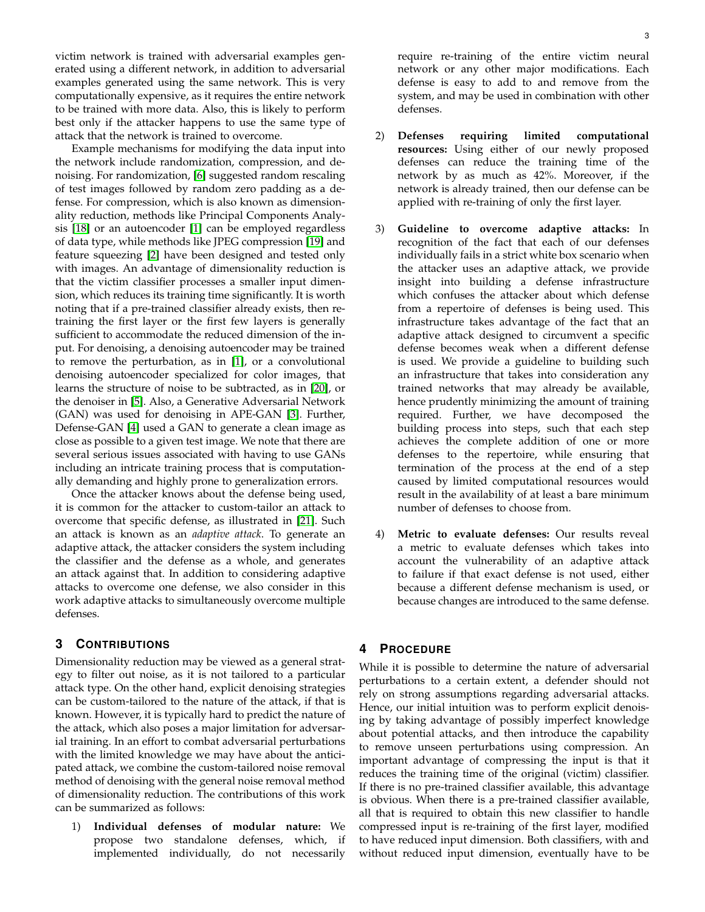victim network is trained with adversarial examples generated using a different network, in addition to adversarial examples generated using the same network. This is very computationally expensive, as it requires the entire network to be trained with more data. Also, this is likely to perform best only if the attacker happens to use the same type of attack that the network is trained to overcome.

Example mechanisms for modifying the data input into the network include randomization, compression, and denoising. For randomization, [6] suggested random rescaling of test images followed by random zero padding as a defense. For compression, which is also known as dimensionality reduction, methods like Principal Components Analysis [18] or an autoencoder [1] can be employed regardless of data type, while methods like JPEG compression [19] and feature squeezing [2] have been designed and tested only with images. An advantage of dimensionality reduction is that the victim classifier processes a smaller input dimension, which reduces its training time significantly. It is worth noting that if a pre-trained classifier already exists, then re-training the first layer or the first few layers is generally sufficient to accommodate the reduced dimension of the input. For denoising, a denoising autoencoder may be trained to remove the perturbation, as in [1], or a convolutional denoising autoencoder specialized for color images, that learns the structure of noise to be subtracted, as in [20], or the denoiser in [5]. Also, a Generative Adversarial Network (GAN) was used for denoising in APE-GAN [3]. Further, Defense-GAN [4] used a GAN to generate a clean image as close as possible to a given test image. We note that there are several serious issues associated with having to use GANs including an intricate training process that is computationally demanding and highly prone to generalization errors.

Once the attacker knows about the defense being used, it is common for the attacker to custom-tailor an attack to overcome that specific defense, as illustrated in [21]. Such an attack is known as an *adaptive attack*. To generate an adaptive attack, the attacker considers the system including the classifier and the defense as a whole, and generates an attack against that. In addition to considering adaptive attacks to overcome one defense, we also consider in this work adaptive attacks to simultaneously overcome multiple defenses.

## 3 Contributions

Dimensionality reduction may be viewed as a general strategy to filter out noise, as it is not tailored to a particular attack type. On the other hand, explicit denoising strategies can be custom-tailored to the nature of the attack, if that is known. However, it is typically hard to predict the nature of the attack, which also poses a major limitation for adversarial training. In an effort to combat adversarial perturbations with the limited knowledge we may have about the anticipated attack, we combine the custom-tailored noise removal method of denoising with the general noise removal method of dimensionality reduction. The contributions of this work can be summarized as follows:

1) **Individual defenses of modular nature:** We propose two standalone defenses, which, if implemented individually, do not necessarily require re-training of the entire victim neural network or any other major modifications. Each defense is easy to add to and remove from the system, and may be used in combination with other defenses.
2) **Defenses requiring limited computational resources:** Using either of our newly proposed defenses can reduce the training time of the network by as much as 42%. Moreover, if the network is already trained, then our defense can be applied with re-training of only the first layer.
3) **Guideline to overcome adaptive attacks:** In recognition of the fact that each of our defenses individually fails in a strict white box scenario when the attacker uses an adaptive attack, we provide insight into building a defense infrastructure which confuses the attacker about which defense from a repertoire of defenses is being used. This infrastructure takes advantage of the fact that an adaptive attack designed to circumvent a specific defense becomes weak when a different defense is used. We provide a guideline to building such an infrastructure that takes into consideration any trained networks that may already be available, hence prudently minimizing the amount of training required. Further, we have decomposed the building process into steps, such that each step achieves the complete addition of one or more defenses to the repertoire, while ensuring that termination of the process at the end of a step caused by limited computational resources would result in the availability of at least a bare minimum number of defenses to choose from.
4) **Metric to evaluate defenses:** Our results reveal a metric to evaluate defenses which takes into account the vulnerability of an adaptive attack to failure if that exact defense is not used, either because a different defense mechanism is used, or because changes are introduced to the same defense.

## 4 Procedure

While it is possible to determine the nature of adversarial perturbations to a certain extent, a defender should not rely on strong assumptions regarding adversarial attacks. Hence, our initial intuition was to perform explicit denoising by taking advantage of possibly imperfect knowledge about potential attacks, and then introduce the capability to remove unseen perturbations using compression. An important advantage of compressing the input is that it reduces the training time of the original (victim) classifier. If there is no pre-trained classifier available, this advantage is obvious. When there is a pre-trained classifier available, all that is required to obtain this new classifier to handle compressed input is re-training of the first layer, modified to have reduced input dimension. Both classifiers, with and without reduced input dimension, eventually have to be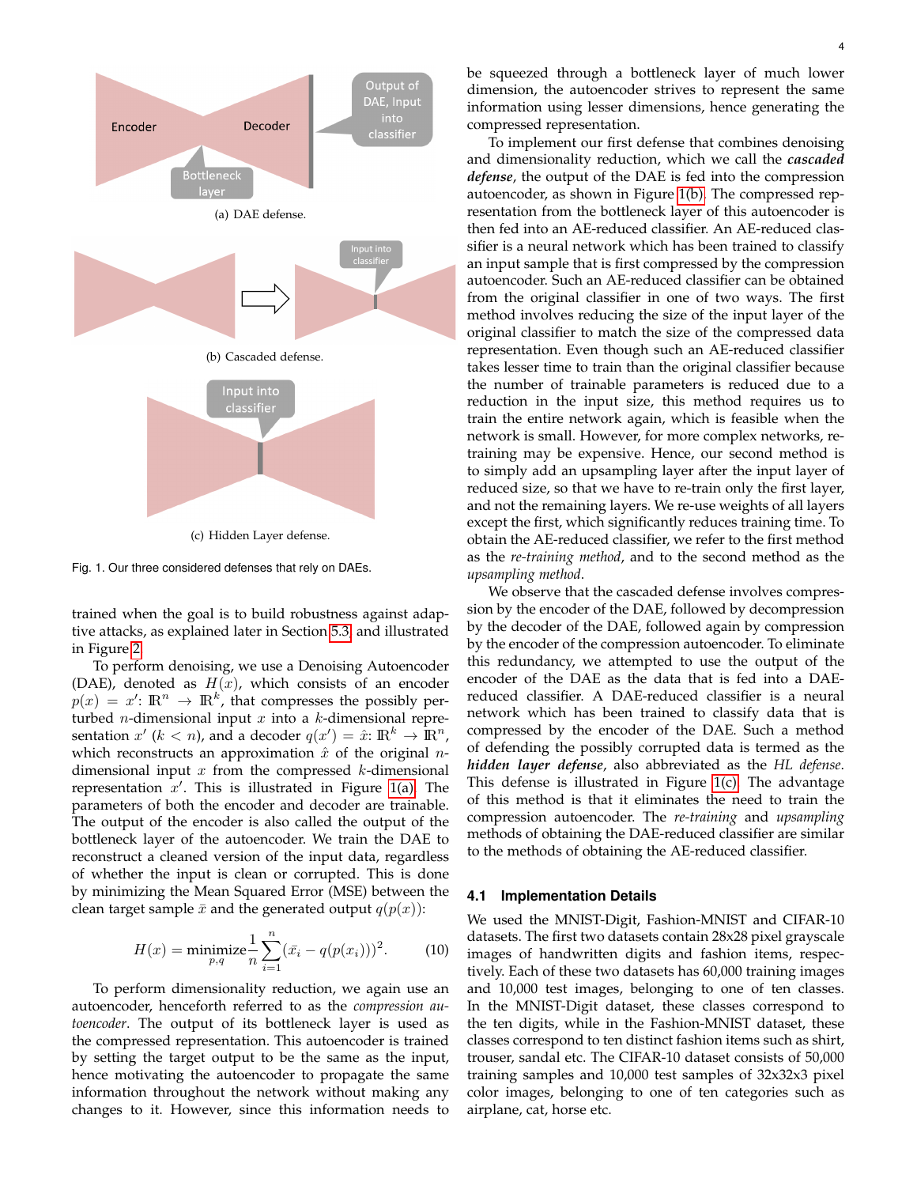Encoder

Decoder

Output of DAE, Input into classifier

Bottleneck layer

(a) DAE defense.

Input into classifier

(b) Cascaded defense.

Input into classifier

(c) Hidden Layer defense.

Fig. 1. Our three considered defenses that rely on DAEs.

trained when the goal is to build robustness against adaptive attacks, as explained later in Section 5.3 and illustrated in Figure 2.

To perform denoising, we use a Denoising Autoencoder (DAE), denoted as $H(x)$, which consists of an encoder $p(x) = x'$: $\mathbb{R}^n \rightarrow \mathbb{R}^k$, that compresses the possibly perturbed $n$-dimensional input $x$ into a $k$-dimensional representation $x'$ ($k < n$), and a decoder $q(x') = \hat{x}$: $\mathbb{R}^k \rightarrow \mathbb{R}^n$, which reconstructs an approximation $\hat{x}$ of the original $n$-dimensional input $x$ from the compressed $k$-dimensional representation $x'$. This is illustrated in Figure 1(a). The parameters of both the encoder and decoder are trainable. The output of the encoder is also called the output of the bottleneck layer of the autoencoder. We train the DAE to reconstruct a cleaned version of the input data, regardless of whether the input is clean or corrupted. This is done by minimizing the Mean Squared Error (MSE) between the clean target sample $\bar{x}$ and the generated output $q(p(x))$:

$$H(x) = \underset{p,q}{\text{minimize}} \frac{1}{n} \sum_{i=1}^{n} (\bar{x}_i - q(p(x_i)))^2. \tag{10}$$

To perform dimensionality reduction, we again use an autoencoder, henceforth referred to as the *compression autoencoder*. The output of its bottleneck layer is used as the compressed representation. This autoencoder is trained by setting the target output to be the same as the input, hence motivating the autoencoder to propagate the same information throughout the network without making any changes to it. However, since this information needs to be squeezed through a bottleneck layer of much lower dimension, the autoencoder strives to represent the same information using lesser dimensions, hence generating the compressed representation.

To implement our first defense that combines denoising and dimensionality reduction, which we call the ***cascaded defense***, the output of the DAE is fed into the compression autoencoder, as shown in Figure 1(b). The compressed representation from the bottleneck layer of this autoencoder is then fed into an AE-reduced classifier. An AE-reduced classifier is a neural network which has been trained to classify an input sample that is first compressed by the compression autoencoder. Such an AE-reduced classifier can be obtained from the original classifier in one of two ways. The first method involves reducing the size of the input layer of the original classifier to match the size of the compressed data representation. Even though such an AE-reduced classifier takes lesser time to train than the original classifier because the number of trainable parameters is reduced due to a reduction in the input size, this method requires us to train the entire network again, which is feasible when the network is small. However, for more complex networks, re-training may be expensive. Hence, our second method is to simply add an upsampling layer after the input layer of reduced size, so that we have to re-train only the first layer, and not the remaining layers. We re-use weights of all layers except the first, which significantly reduces training time. To obtain the AE-reduced classifier, we refer to the first method as the *re-training method*, and to the second method as the *upsampling method*.

We observe that the cascaded defense involves compression by the encoder of the DAE, followed by decompression by the decoder of the DAE, followed again by compression by the encoder of the compression autoencoder. To eliminate this redundancy, we attempted to use the output of the encoder of the DAE as the data that is fed into a DAE-reduced classifier. A DAE-reduced classifier is a neural network which has been trained to classify data that is compressed by the encoder of the DAE. Such a method of defending the possibly corrupted data is termed as the ***hidden layer defense***, also abbreviated as the *HL defense*. This defense is illustrated in Figure 1(c). The advantage of this method is that it eliminates the need to train the compression autoencoder. The *re-training* and *upsampling* methods of obtaining the DAE-reduced classifier are similar to the methods of obtaining the AE-reduced classifier.

### 4.1 Implementation Details

We used the MNIST-Digit, Fashion-MNIST and CIFAR-10 datasets. The first two datasets contain 28x28 pixel grayscale images of handwritten digits and fashion items, respectively. Each of these two datasets has 60,000 training images and 10,000 test images, belonging to one of ten classes. In the MNIST-Digit dataset, these classes correspond to the ten digits, while in the Fashion-MNIST dataset, these classes correspond to ten distinct fashion items such as shirt, trouser, sandal etc. The CIFAR-10 dataset consists of 50,000 training samples and 10,000 test samples of 32x32x3 pixel color images, belonging to one of ten categories such as airplane, cat, horse etc.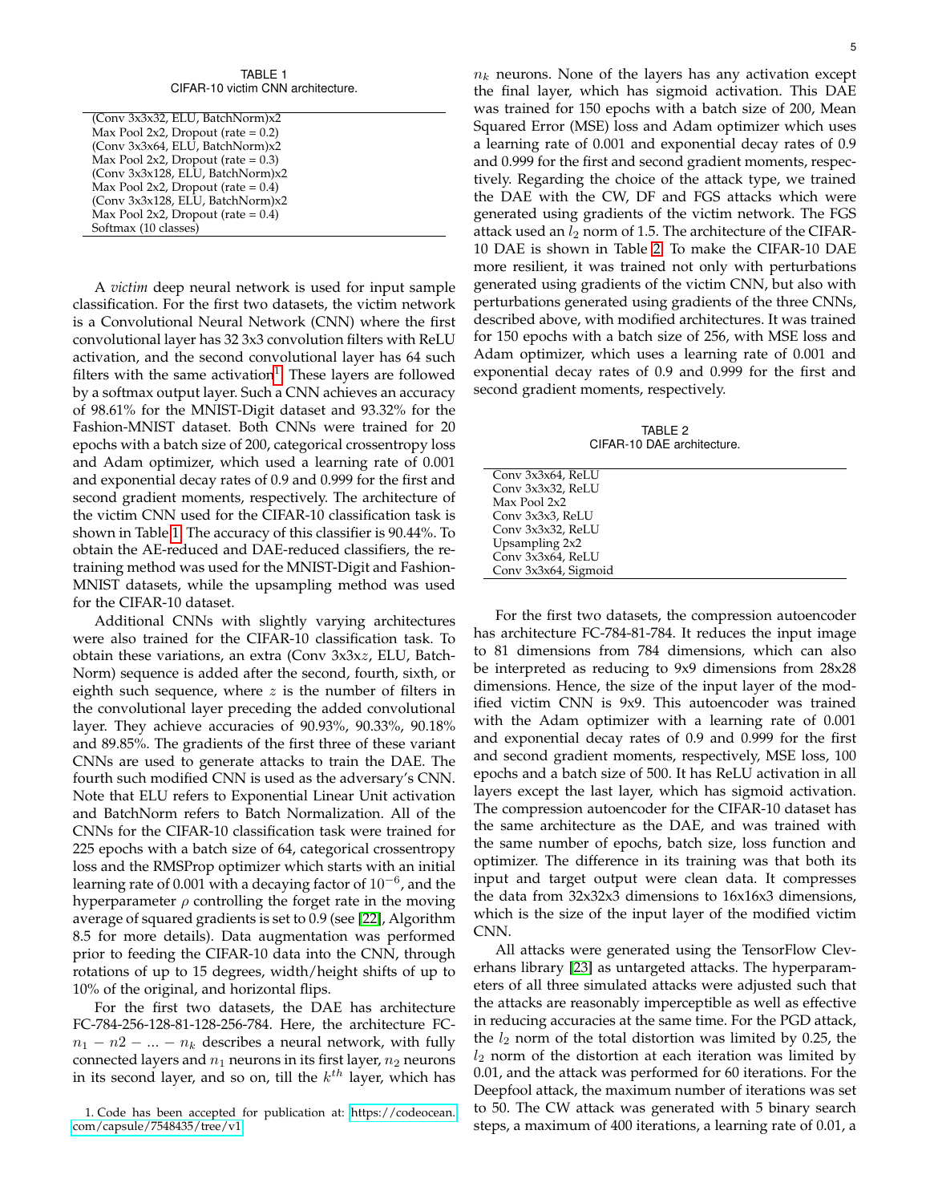TABLE 1
CIFAR-10 victim CNN architecture.

| |
|---|
| (Conv 3x3x32, ELU, BatchNorm)x2 |
| Max Pool 2x2, Dropout (rate = 0.2) |
| (Conv 3x3x64, ELU, BatchNorm)x2 |
| Max Pool 2x2, Dropout (rate = 0.3) |
| (Conv 3x3x128, ELU, BatchNorm)x2 |
| Max Pool 2x2, Dropout (rate = 0.4) |
| (Conv 3x3x128, ELU, BatchNorm)x2 |
| Max Pool 2x2, Dropout (rate = 0.4) |
| Softmax (10 classes) |

A *victim* deep neural network is used for input sample classification. For the first two datasets, the victim network is a Convolutional Neural Network (CNN) where the first convolutional layer has 32 3x3 convolution filters with ReLU activation, and the second convolutional layer has 64 such filters with the same activation[1]. These layers are followed by a softmax output layer. Such a CNN achieves an accuracy of 98.61% for the MNIST-Digit dataset and 93.32% for the Fashion-MNIST dataset. Both CNNs were trained for 20 epochs with a batch size of 200, categorical crossentropy loss and Adam optimizer, which used a learning rate of 0.001 and exponential decay rates of 0.9 and 0.999 for the first and second gradient moments, respectively. The architecture of the victim CNN used for the CIFAR-10 classification task is shown in Table 1. The accuracy of this classifier is 90.44%. To obtain the AE-reduced and DAE-reduced classifiers, the retraining method was used for the MNIST-Digit and Fashion-MNIST datasets, while the upsampling method was used for the CIFAR-10 dataset.

Additional CNNs with slightly varying architectures were also trained for the CIFAR-10 classification task. To obtain these variations, an extra (Conv 3x3x$z$, ELU, BatchNorm) sequence is added after the second, fourth, sixth, or eighth such sequence, where $z$ is the number of filters in the convolutional layer preceding the added convolutional layer. They achieve accuracies of 90.93%, 90.33%, 90.18% and 89.85%. The gradients of the first three of these variant CNNs are used to generate attacks to train the DAE. The fourth such modified CNN is used as the adversary's CNN. Note that ELU refers to Exponential Linear Unit activation and BatchNorm refers to Batch Normalization. All of the CNNs for the CIFAR-10 classification task were trained for 225 epochs with a batch size of 64, categorical crossentropy loss and the RMSProp optimizer which starts with an initial learning rate of 0.001 with a decaying factor of $10^{-6}$, and the hyperparameter $\rho$ controlling the forget rate in the moving average of squared gradients is set to 0.9 (see [22], Algorithm 8.5 for more details). Data augmentation was performed prior to feeding the CIFAR-10 data into the CNN, through rotations of up to 15 degrees, width/height shifts of up to 10% of the original, and horizontal flips.

For the first two datasets, the DAE has architecture FC-784-256-128-81-128-256-784. Here, the architecture FC-$n_1 - n2 - ... - n_k$ describes a neural network, with fully connected layers and $n_1$ neurons in its first layer, $n_2$ neurons in its second layer, and so on, till the $k^{th}$ layer, which has $n_k$ neurons. None of the layers has any activation except the final layer, which has sigmoid activation. This DAE was trained for 150 epochs with a batch size of 200, Mean Squared Error (MSE) loss and Adam optimizer which uses a learning rate of 0.001 and exponential decay rates of 0.9 and 0.999 for the first and second gradient moments, respectively. Regarding the choice of the attack type, we trained the DAE with the CW, DF and FGS attacks which were generated using gradients of the victim network. The FGS attack used an $l_2$ norm of 1.5. The architecture of the CIFAR-10 DAE is shown in Table 2. To make the CIFAR-10 DAE more resilient, it was trained not only with perturbations generated using gradients of the victim CNN, but also with perturbations generated using gradients of the three CNNs, described above, with modified architectures. It was trained for 150 epochs with a batch size of 256, with MSE loss and Adam optimizer, which uses a learning rate of 0.001 and exponential decay rates of 0.9 and 0.999 for the first and second gradient moments, respectively.

TABLE 2
CIFAR-10 DAE architecture.

| |
|---|
| Conv 3x3x64, ReLU |
| Conv 3x3x32, ReLU |
| Max Pool 2x2 |
| Conv 3x3x3, ReLU |
| Conv 3x3x32, ReLU |
| Upsampling 2x2 |
| Conv 3x3x64, ReLU |
| Conv 3x3x64, Sigmoid |

For the first two datasets, the compression autoencoder has architecture FC-784-81-784. It reduces the input image to 81 dimensions from 784 dimensions, which can also be interpreted as reducing to 9x9 dimensions from 28x28 dimensions. Hence, the size of the input layer of the modified victim CNN is 9x9. This autoencoder was trained with the Adam optimizer with a learning rate of 0.001 and exponential decay rates of 0.9 and 0.999 for the first and second gradient moments, respectively, MSE loss, 100 epochs and a batch size of 500. It has ReLU activation in all layers except the last layer, which has sigmoid activation. The compression autoencoder for the CIFAR-10 dataset has the same architecture as the DAE, and was trained with the same number of epochs, batch size, loss function and optimizer. The difference in its training was that both its input and target output were clean data. It compresses the data from 32x32x3 dimensions to 16x16x3 dimensions, which is the size of the input layer of the modified victim CNN.

All attacks were generated using the TensorFlow Cleverhans library [23] as untargeted attacks. The hyperparameters of all three simulated attacks were adjusted such that the attacks are reasonably imperceptible as well as effective in reducing accuracies at the same time. For the PGD attack, the $l_2$ norm of the total distortion was limited by 0.25, the $l_2$ norm of the distortion at each iteration was limited by 0.01, and the attack was performed for 60 iterations. For the Deepfool attack, the maximum number of iterations was set to 50. The CW attack was generated with 5 binary search steps, a maximum of 400 iterations, a learning rate of 0.01, a

1. Code has been accepted for publication at: https://codeocean.com/capsule/7548435/tree/v1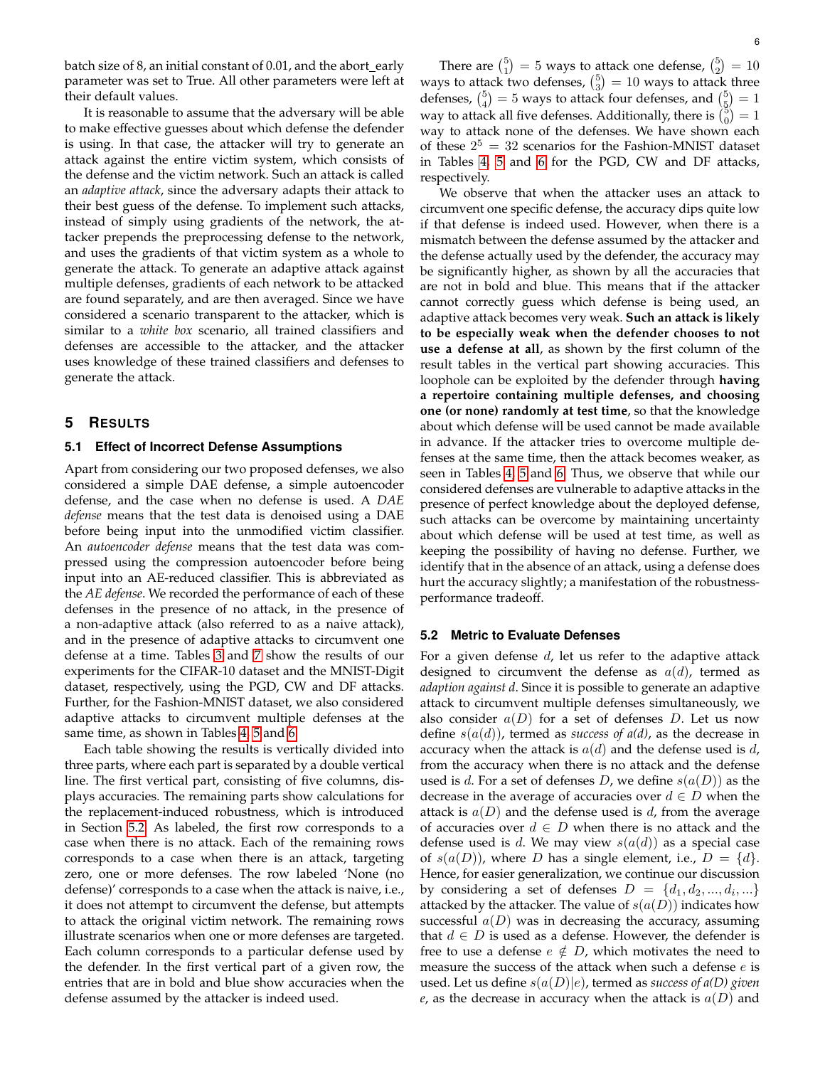batch size of 8, an initial constant of 0.01, and the abort_early parameter was set to True. All other parameters were left at their default values.

It is reasonable to assume that the adversary will be able to make effective guesses about which defense the defender is using. In that case, the attacker will try to generate an attack against the entire victim system, which consists of the defense and the victim network. Such an attack is called an *adaptive attack*, since the adversary adapts their attack to their best guess of the defense. To implement such attacks, instead of simply using gradients of the network, the attacker prepends the preprocessing defense to the network, and uses the gradients of that victim system as a whole to generate the attack. To generate an adaptive attack against multiple defenses, gradients of each network to be attacked are found separately, and are then averaged. Since we have considered a scenario transparent to the attacker, which is similar to a *white box* scenario, all trained classifiers and defenses are accessible to the attacker, and the attacker uses knowledge of these trained classifiers and defenses to generate the attack.

## 5 Results

### 5.1 Effect of Incorrect Defense Assumptions

Apart from considering our two proposed defenses, we also considered a simple DAE defense, a simple autoencoder defense, and the case when no defense is used. A *DAE defense* means that the test data is denoised using a DAE before being input into the unmodified victim classifier. An *autoencoder defense* means that the test data was compressed using the compression autoencoder before being input into an AE-reduced classifier. This is abbreviated as the *AE defense*. We recorded the performance of each of these defenses in the presence of no attack, in the presence of a non-adaptive attack (also referred to as a naive attack), and in the presence of adaptive attacks to circumvent one defense at a time. Tables 3 and 7 show the results of our experiments for the CIFAR-10 dataset and the MNIST-Digit dataset, respectively, using the PGD, CW and DF attacks. Further, for the Fashion-MNIST dataset, we also considered adaptive attacks to circumvent multiple defenses at the same time, as shown in Tables 4, 5 and 6.

Each table showing the results is vertically divided into three parts, where each part is separated by a double vertical line. The first vertical part, consisting of five columns, displays accuracies. The remaining parts show calculations for the replacement-induced robustness, which is introduced in Section 5.2. As labeled, the first row corresponds to a case when there is no attack. Each of the remaining rows corresponds to a case when there is an attack, targeting zero, one or more defenses. The row labeled 'None (no defense)' corresponds to a case when the attack is naive, i.e., it does not attempt to circumvent the defense, but attempts to attack the original victim network. The remaining rows illustrate scenarios when one or more defenses are targeted. Each column corresponds to a particular defense used by the defender. In the first vertical part of a given row, the entries that are in bold and blue show accuracies when the defense assumed by the attacker is indeed used.

There are $\binom{5}{1} = 5$ ways to attack one defense, $\binom{5}{2} = 10$ ways to attack two defenses, $\binom{5}{3} = 10$ ways to attack three defenses, $\binom{5}{4} = 5$ ways to attack four defenses, and $\binom{5}{5} = 1$ way to attack all five defenses. Additionally, there is $\binom{5}{0} = 1$ way to attack none of the defenses. We have shown each of these $2^5 = 32$ scenarios for the Fashion-MNIST dataset in Tables 4, 5 and 6 for the PGD, CW and DF attacks, respectively.

We observe that when the attacker uses an attack to circumvent one specific defense, the accuracy dips quite low if that defense is indeed used. However, when there is a mismatch between the defense assumed by the attacker and the defense actually used by the defender, the accuracy may be significantly higher, as shown by all the accuracies that are not in bold and blue. This means that if the attacker cannot correctly guess which defense is being used, an adaptive attack becomes very weak. **Such an attack is likely to be especially weak when the defender chooses to not use a defense at all**, as shown by the first column of the result tables in the vertical part showing accuracies. This loophole can be exploited by the defender through **having a repertoire containing multiple defenses, and choosing one (or none) randomly at test time**, so that the knowledge about which defense will be used cannot be made available in advance. If the attacker tries to overcome multiple defenses at the same time, then the attack becomes weaker, as seen in Tables 4, 5 and 6. Thus, we observe that while our considered defenses are vulnerable to adaptive attacks in the presence of perfect knowledge about the deployed defense, such attacks can be overcome by maintaining uncertainty about which defense will be used at test time, as well as keeping the possibility of having no defense. Further, we identify that in the absence of an attack, using a defense does hurt the accuracy slightly; a manifestation of the robustness-performance tradeoff.

### 5.2 Metric to Evaluate Defenses

For a given defense $d$, let us refer to the adaptive attack designed to circumvent the defense as $a(d)$, termed as *adaption against d*. Since it is possible to generate an adaptive attack to circumvent multiple defenses simultaneously, we also consider $a(D)$ for a set of defenses $D$. Let us now define $s(a(d))$, termed as *success of a(d)*, as the decrease in accuracy when the attack is $a(d)$ and the defense used is $d$, from the accuracy when there is no attack and the defense used is $d$. For a set of defenses $D$, we define $s(a(D))$ as the decrease in the average of accuracies over $d \in D$ when the attack is $a(D)$ and the defense used is $d$, from the average of accuracies over $d \in D$ when there is no attack and the defense used is $d$. We may view $s(a(d))$ as a special case of $s(a(D))$, where $D$ has a single element, i.e., $D = \{d\}$. Hence, for easier generalization, we continue our discussion by considering a set of defenses $D = \{d_1, d_2, ..., d_i, ...\}$ attacked by the attacker. The value of $s(a(D))$ indicates how successful $a(D)$ was in decreasing the accuracy, assuming that $d \in D$ is used as a defense. However, the defender is free to use a defense $e \notin D$, which motivates the need to measure the success of the attack when such a defense $e$ is used. Let us define $s(a(D)|e)$, termed as *success of a(D) given e*, as the decrease in accuracy when the attack is $a(D)$ and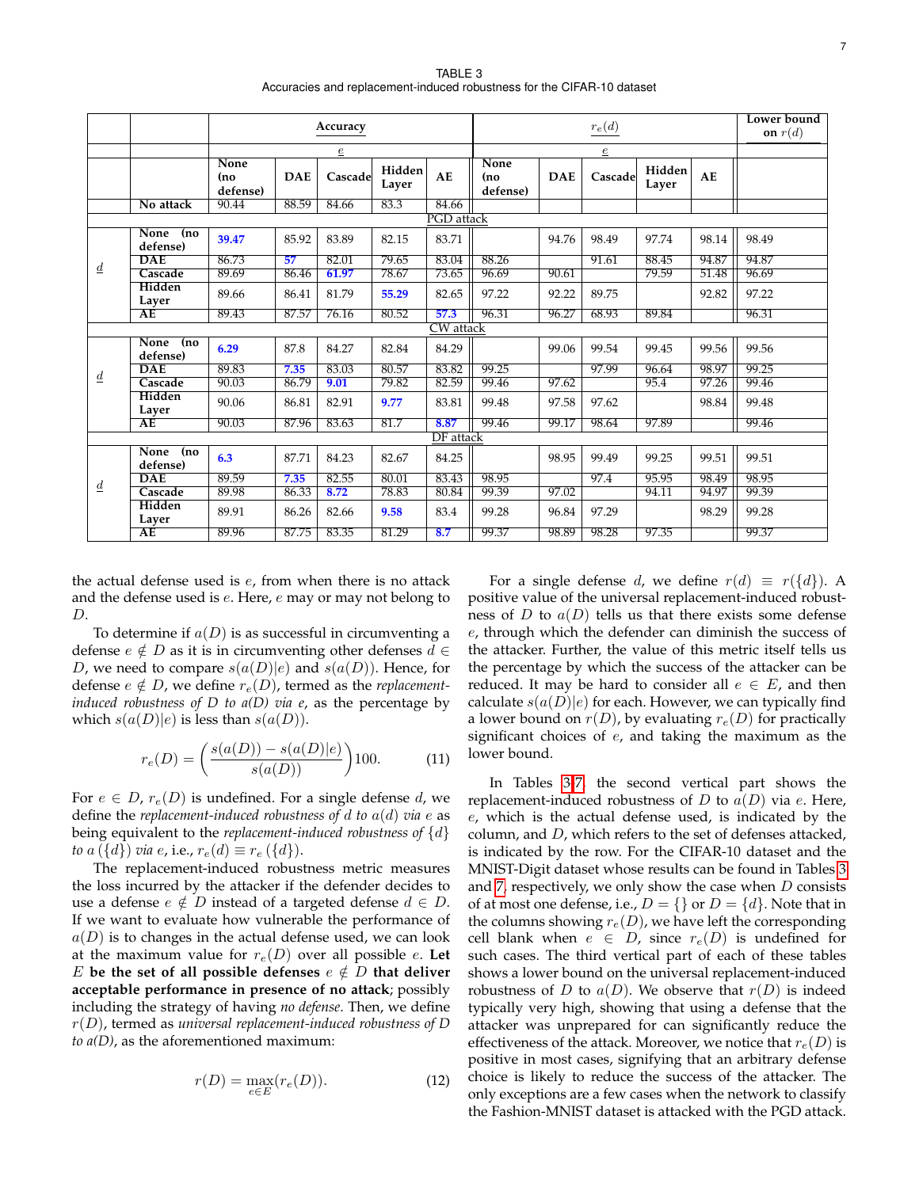TABLE 3
Accuracies and replacement-induced robustness for the CIFAR-10 dataset

| | | Accuracy | | | | | $r_e(d)$ | | | | | Lower bound on $r(d)$ |
|---|---|---|---|---|---|---|---|---|---|---|---|---|
| | | $e$ | | | | | $e$ | | | | | |
| | | None (no defense) | DAE | Cascade | Hidden Layer | AE | None (no defense) | DAE | Cascade | Hidden Layer | AE | |
| | No attack | 90.44 | 88.59 | 84.66 | 83.3 | 84.66 | | | | | | |
| PGD attack | | | | | | | | | | | | |
| $\underline{d}$ | None (no defense) | **39.47** | 85.92 | 83.89 | 82.15 | 83.71 | | 94.76 | 98.49 | 97.74 | 98.14 | 98.49 |
| | DAE | 86.73 | **57** | 82.01 | 79.65 | 83.04 | 88.26 | | 91.61 | 88.45 | 94.87 | 94.87 |
| | Cascade | 89.69 | 86.46 | **61.97** | 78.67 | 73.65 | 96.69 | 90.61 | | 79.59 | 51.48 | 96.69 |
| | Hidden Layer | 89.66 | 86.41 | 81.79 | **55.29** | 82.65 | 97.22 | 92.22 | 89.75 | | 92.82 | 97.22 |
| | AE | 89.43 | 87.57 | 76.16 | 80.52 | **57.3** | 96.31 | 96.27 | 68.93 | 89.84 | | 96.31 |
| CW attack | | | | | | | | | | | | |
| $\underline{d}$ | None (no defense) | **6.29** | 87.8 | 84.27 | 82.84 | 84.29 | | 99.06 | 99.54 | 99.45 | 99.56 | 99.56 |
| | DAE | 89.83 | **7.35** | 83.03 | 80.57 | 83.82 | 99.25 | | 97.99 | 96.64 | 98.97 | 99.25 |
| | Cascade | 90.03 | 86.79 | **9.01** | 79.82 | 82.59 | 99.46 | 97.62 | | 95.4 | 97.26 | 99.46 |
| | Hidden Layer | 90.06 | 86.81 | 82.91 | **9.77** | 83.81 | 99.48 | 97.58 | 97.62 | | 98.84 | 99.48 |
| | AE | 90.03 | 87.96 | 83.63 | 81.7 | **8.87** | 99.46 | 99.17 | 98.64 | 97.89 | | 99.46 |
| DF attack | | | | | | | | | | | | |
| $\underline{d}$ | None (no defense) | **6.3** | 87.71 | 84.23 | 82.67 | 84.25 | | 98.95 | 99.49 | 99.25 | 99.51 | 99.51 |
| | DAE | 89.59 | **7.35** | 82.55 | 80.01 | 83.43 | 98.95 | | 97.4 | 95.95 | 98.49 | 98.95 |
| | Cascade | 89.98 | 86.33 | **8.72** | 78.83 | 80.84 | 99.39 | 97.02 | | 94.11 | 94.97 | 99.39 |
| | Hidden Layer | 89.91 | 86.26 | 82.66 | **9.58** | 83.4 | 99.28 | 96.84 | 97.29 | | 98.29 | 99.28 |
| | AE | 89.96 | 87.75 | 83.35 | 81.29 | **8.7** | 99.37 | 98.89 | 98.28 | 97.35 | | 99.37 |

the actual defense used is $e$, from when there is no attack and the defense used is $e$. Here, $e$ may or may not belong to $D$.

To determine if $a(D)$ is as successful in circumventing a defense $e \notin D$ as it is in circumventing other defenses $d \in D$, we need to compare $s(a(D)|e)$ and $s(a(D))$. Hence, for defense $e \notin D$, we define $r_e(D)$, termed as the *replacement-induced robustness of D to a(D) via e*, as the percentage by which $s(a(D)|e)$ is less than $s(a(D))$.

$$r_e(D) = \left(\frac{s(a(D)) - s(a(D)|e)}{s(a(D))}\right)100. \tag{11}$$

For $e \in D$, $r_e(D)$ is undefined. For a single defense $d$, we define the *replacement-induced robustness of d to a(d) via e* as being equivalent to the *replacement-induced robustness of* $\{d\}$ *to* $a(\{d\})$ *via* $e$, i.e., $r_e(d) \equiv r_e(\{d\})$.

The replacement-induced robustness metric measures the loss incurred by the attacker if the defender decides to use a defense $e \notin D$ instead of a targeted defense $d \in D$. If we want to evaluate how vulnerable the performance of $a(D)$ is to changes in the actual defense used, we can look at the maximum value for $r_e(D)$ over all possible $e$. **Let $E$ be the set of all possible defenses $e \notin D$ that deliver acceptable performance in presence of no attack**; possibly including the strategy of having *no defense*. Then, we define $r(D)$, termed as *universal replacement-induced robustness of D to a(D)*, as the aforementioned maximum:

$$r(D) = \max_{e \in E}(r_e(D)). \tag{12}$$

For a single defense $d$, we define $r(d) \equiv r(\{d\})$. A positive value of the universal replacement-induced robustness of $D$ to $a(D)$ tells us that there exists some defense $e$, through which the defender can diminish the success of the attacker. Further, the value of this metric itself tells us the percentage by which the success of the attacker can be reduced. It may be hard to consider all $e \in E$, and then calculate $s(a(D)|e)$ for each. However, we can typically find a lower bound on $r(D)$, by evaluating $r_e(D)$ for practically significant choices of $e$, and taking the maximum as the lower bound.

In Tables 3-7, the second vertical part shows the replacement-induced robustness of $D$ to $a(D)$ via $e$. Here, $e$, which is the actual defense used, is indicated by the column, and $D$, which refers to the set of defenses attacked, is indicated by the row. For the CIFAR-10 dataset and the MNIST-Digit dataset whose results can be found in Tables 3 and 7, respectively, we only show the case when $D$ consists of at most one defense, i.e., $D = \{\}$ or $D = \{d\}$. Note that in the columns showing $r_e(D)$, we have left the corresponding cell blank when $e \in D$, since $r_e(D)$ is undefined for such cases. The third vertical part of each of these tables shows a lower bound on the universal replacement-induced robustness of $D$ to $a(D)$. We observe that $r(D)$ is indeed typically very high, showing that using a defense that the attacker was unprepared for can significantly reduce the effectiveness of the attack. Moreover, we notice that $r_e(D)$ is positive in most cases, signifying that an arbitrary defense choice is likely to reduce the success of the attacker. The only exceptions are a few cases when the network to classify the Fashion-MNIST dataset is attacked with the PGD attack.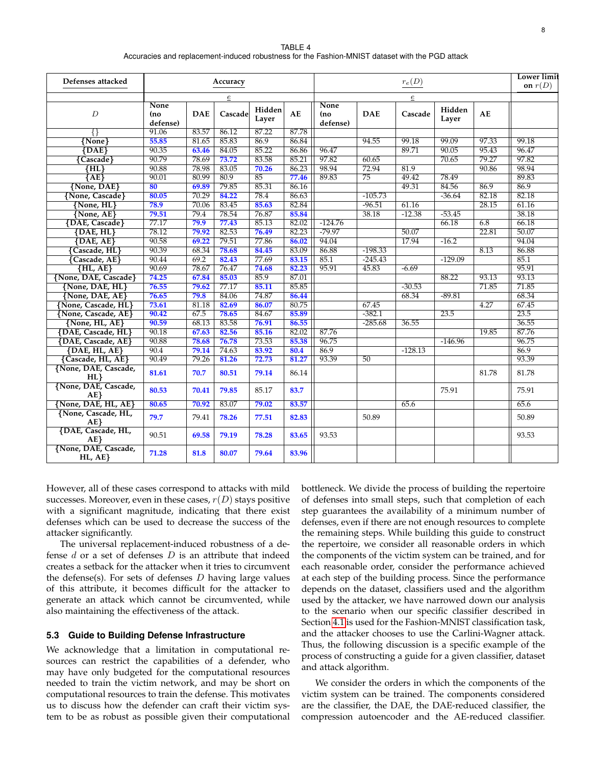TABLE 4
Accuracies and replacement-induced robustness for the Fashion-MNIST dataset with the PGD attack

| Defenses attacked | Accuracy | | | | | $r_e(D)$ | | | | | Lower limit on $r(D)$ |
|---|---|---|---|---|---|---|---|---|---|---|---|
| | $e$ | | | | | $e$ | | | | | |
| $D$ | None (no defense) | DAE | Cascade | Hidden Layer | AE | None (no defense) | DAE | Cascade | Hidden Layer | AE | |
| {} | 91.06 | 83.57 | 86.12 | 87.22 | 87.78 | | | | | | |
| {None} | **55.85** | 81.65 | 85.83 | 86.9 | 86.84 | | 94.55 | 99.18 | 99.09 | 97.33 | 99.18 |
| {DAE} | 90.35 | **63.46** | 84.05 | 85.22 | 86.86 | 96.47 | | 89.71 | 90.05 | 95.43 | 96.47 |
| {Cascade} | 90.79 | 78.69 | **73.72** | 83.58 | 85.21 | 97.82 | 60.65 | | 70.65 | 79.27 | 97.82 |
| {HL} | 90.88 | 78.98 | 83.05 | **70.26** | 86.23 | 98.94 | 72.94 | 81.9 | | 90.86 | 98.94 |
| {AE} | 90.01 | 80.99 | 80.9 | 85 | **77.46** | 89.83 | 75 | 49.42 | 78.49 | | 89.83 |
| {None, DAE} | **80** | **69.89** | 79.85 | 85.31 | 86.16 | | | 49.31 | 84.56 | 86.9 | 86.9 |
| {None, Cascade} | **80.05** | 70.29 | **84.22** | 78.4 | 86.63 | | -105.73 | | -36.64 | 82.18 | 82.18 |
| {None, HL} | **78.9** | 70.06 | 83.45 | **85.63** | 82.84 | | -96.51 | 61.16 | | 28.15 | 61.16 |
| {None, AE} | **79.51** | 79.4 | 78.54 | 76.87 | **85.84** | | 38.18 | -12.38 | -53.45 | | 38.18 |
| {DAE, Cascade} | 77.17 | **79.9** | **77.43** | 85.13 | 82.02 | -124.76 | | | 66.18 | 6.8 | 66.18 |
| {DAE, HL} | 78.12 | **79.92** | 82.53 | **76.49** | 82.23 | -79.97 | | 50.07 | | 22.81 | 50.07 |
| {DAE, AE} | 90.58 | **69.22** | 79.51 | 77.86 | **86.02** | 94.04 | | 17.94 | -16.2 | | 94.04 |
| {Cascade, HL} | 90.39 | 68.34 | **78.68** | **84.45** | 83.09 | 86.88 | -198.33 | | | 8.13 | 86.88 |
| {Cascade, AE} | 90.44 | 69.2 | **82.43** | 77.69 | **83.15** | 85.1 | -245.43 | | -129.09 | | 85.1 |
| {HL, AE} | 90.69 | 78.67 | 76.47 | **74.68** | **82.23** | 95.91 | 45.83 | -6.69 | | | 95.91 |
| {None, DAE, Cascade} | **74.25** | **67.84** | **85.03** | 85.9 | 87.01 | | | | 88.22 | 93.13 | 93.13 |
| {None, DAE, HL} | **76.55** | **79.62** | 77.17 | **85.11** | 85.85 | | | -30.53 | | 71.85 | 71.85 |
| {None, DAE, AE} | **76.65** | **79.8** | 84.06 | 74.87 | **86.44** | | | 68.34 | -89.81 | | 68.34 |
| {None, Cascade, HL} | **73.61** | 81.18 | **82.69** | **86.07** | 80.75 | | 67.45 | | | 4.27 | 67.45 |
| {None, Cascade, AE} | **90.42** | 67.5 | **78.65** | 84.67 | **85.89** | | -382.1 | | 23.5 | | 23.5 |
| {None, HL, AE} | **90.59** | 68.13 | 83.58 | **76.91** | **86.55** | | -285.68 | 36.55 | | | 36.55 |
| {DAE, Cascade, HL} | 90.18 | **67.63** | **82.56** | **85.16** | 82.02 | 87.76 | | | | 19.85 | 87.76 |
| {DAE, Cascade, AE} | 90.88 | **78.68** | **76.78** | 73.53 | **85.38** | 96.75 | | | -146.96 | | 96.75 |
| {DAE, HL, AE} | 90.4 | **79.14** | 74.63 | **83.92** | **80.4** | 86.9 | | -128.13 | | | 86.9 |
| {Cascade, HL, AE} | 90.49 | 79.26 | **81.26** | **72.73** | **81.27** | 93.39 | 50 | | | | 93.39 |
| {None, DAE, Cascade, HL} | **81.61** | **70.7** | **80.51** | **79.14** | 86.14 | | | | | 81.78 | 81.78 |
| {None, DAE, Cascade, AE} | **80.53** | **70.41** | **79.85** | 85.17 | **83.7** | | | | 75.91 | | 75.91 |
| {None, DAE, HL, AE} | **80.65** | **70.92** | 83.07 | **79.02** | **83.57** | | | 65.6 | | | 65.6 |
| {None, Cascade, HL, AE} | **79.7** | 79.41 | **78.26** | **77.51** | **82.83** | | 50.89 | | | | 50.89 |
| {DAE, Cascade, HL, AE} | 90.51 | **69.58** | **79.19** | **78.28** | **83.65** | 93.53 | | | | | 93.53 |
| {None, DAE, Cascade, HL, AE} | **71.28** | **81.8** | **80.07** | **79.64** | **83.96** | | | | | | |

However, all of these cases correspond to attacks with mild successes. Moreover, even in these cases, $r(D)$ stays positive with a significant magnitude, indicating that there exist defenses which can be used to decrease the success of the attacker significantly.

The universal replacement-induced robustness of a defense $d$ or a set of defenses $D$ is an attribute that indeed creates a setback for the attacker when it tries to circumvent the defense(s). For sets of defenses $D$ having large values of this attribute, it becomes difficult for the attacker to generate an attack which cannot be circumvented, while also maintaining the effectiveness of the attack.

### 5.3 Guide to Building Defense Infrastructure

We acknowledge that a limitation in computational resources can restrict the capabilities of a defender, who may have only budgeted for the computational resources needed to train the victim network, and may be short on computational resources to train the defense. This motivates us to discuss how the defender can craft their victim system to be as robust as possible given their computational bottleneck. We divide the process of building the repertoire of defenses into small steps, such that completion of each step guarantees the availability of a minimum number of defenses, even if there are not enough resources to complete the remaining steps. While building this guide to construct the repertoire, we consider all reasonable orders in which the components of the victim system can be trained, and for each reasonable order, consider the performance achieved at each step of the building process. Since the performance depends on the dataset, classifiers used and the algorithm used by the attacker, we have narrowed down our analysis to the scenario when our specific classifier described in Section 4.1 is used for the Fashion-MNIST classification task, and the attacker chooses to use the Carlini-Wagner attack. Thus, the following discussion is a specific example of the process of constructing a guide for a given classifier, dataset and attack algorithm.

We consider the orders in which the components of the victim system can be trained. The components considered are the classifier, the DAE, the DAE-reduced classifier, the compression autoencoder and the AE-reduced classifier.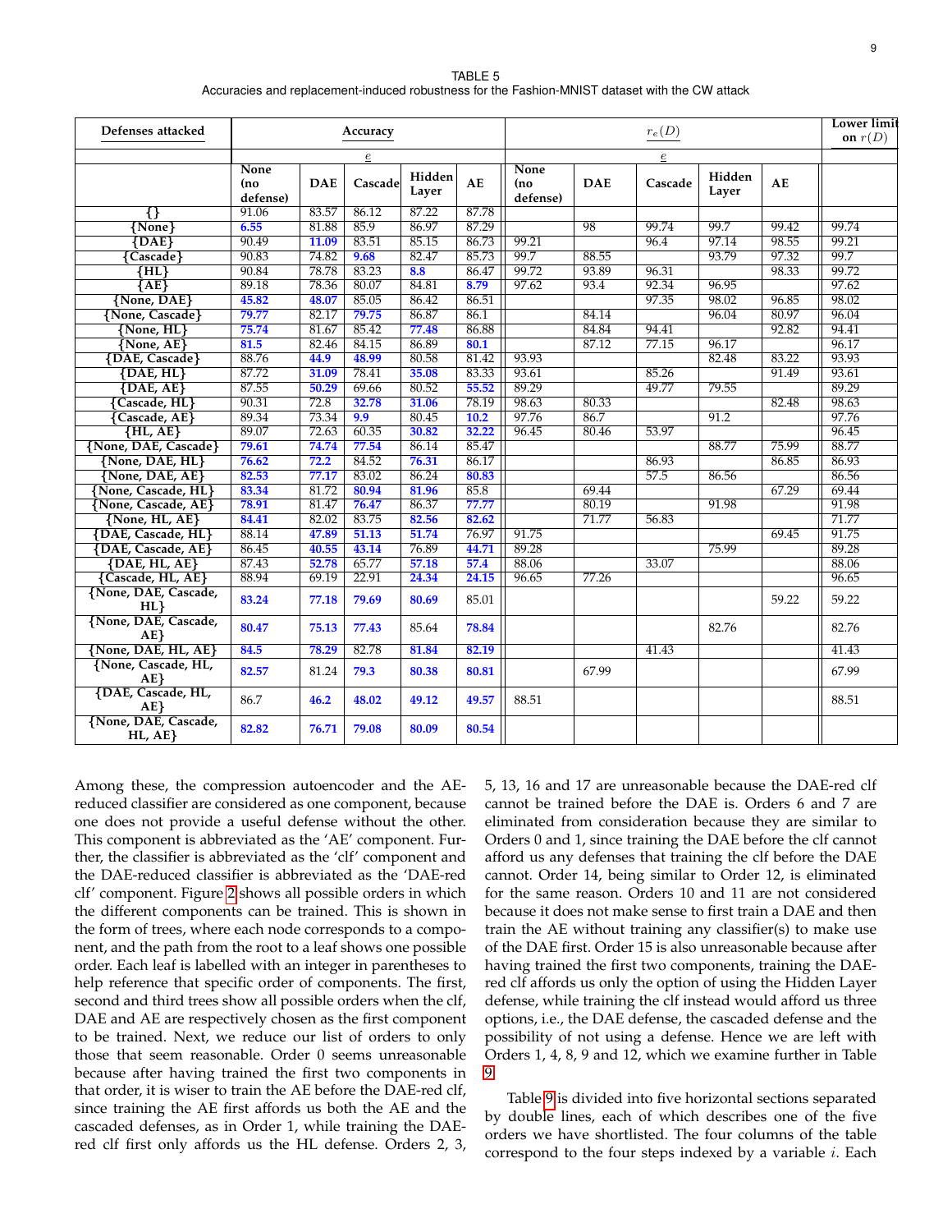TABLE 5
Accuracies and replacement-induced robustness for the Fashion-MNIST dataset with the CW attack

| Defenses attacked | Accuracy | | | | | $r_e(D)$ | | | | | Lower limit on $r(D)$ |
|---|---|---|---|---|---|---|---|---|---|---|---|
| | $e$ | | | | | $e$ | | | | | |
| | None (no defense) | DAE | Cascade | Hidden Layer | AE | None (no defense) | DAE | Cascade | Hidden Layer | AE | |
| {} | 91.06 | 83.57 | 86.12 | 87.22 | 87.78 | | | | | | |
| {None} | **6.55** | 81.88 | 85.9 | 86.97 | 87.29 | | 98 | 99.74 | 99.7 | 99.42 | 99.74 |
| {DAE} | 90.49 | **11.09** | 83.51 | 85.15 | 86.73 | 99.21 | | 96.4 | 97.14 | 98.55 | 99.21 |
| {Cascade} | 90.83 | 74.82 | **9.68** | 82.47 | 85.73 | 99.7 | 88.55 | | 93.79 | 97.32 | 99.7 |
| {HL} | 90.84 | 78.78 | 83.23 | **8.8** | 86.47 | 99.72 | 93.89 | 96.31 | | 98.33 | 99.72 |
| {AE} | 89.18 | 78.36 | 80.07 | 84.81 | **8.79** | 97.62 | 93.4 | 92.34 | 96.95 | | 97.62 |
| {None, DAE} | **45.82** | **48.07** | 85.05 | 86.42 | 86.51 | | | 97.35 | 98.02 | 96.85 | 98.02 |
| {None, Cascade} | **79.77** | 82.17 | **79.75** | 86.87 | 86.1 | | 84.14 | | 96.04 | 80.97 | 96.04 |
| {None, HL} | **75.74** | 81.67 | 85.42 | **77.48** | 86.88 | | 84.84 | 94.41 | | 92.82 | 94.41 |
| {None, AE} | **81.5** | 82.46 | 84.15 | 86.89 | **80.1** | | 87.12 | 77.15 | 96.17 | | 96.17 |
| {DAE, Cascade} | 88.76 | **44.9** | **48.99** | 80.58 | 81.42 | 93.93 | | | 82.48 | 83.22 | 93.93 |
| {DAE, HL} | 87.72 | **31.09** | 78.41 | **35.08** | 83.33 | 93.61 | | 85.26 | | 91.49 | 93.61 |
| {DAE, AE} | 87.55 | **50.29** | 69.66 | 80.52 | **55.52** | 89.29 | | 49.77 | 79.55 | | 89.29 |
| {Cascade, HL} | 90.31 | 72.8 | **32.78** | **31.06** | 78.19 | 98.63 | 80.33 | | | 82.48 | 98.63 |
| {Cascade, AE} | 89.34 | 73.34 | **9.9** | 80.45 | **10.2** | 97.76 | 86.7 | | 91.2 | | 97.76 |
| {HL, AE} | 89.07 | 72.63 | 60.35 | **30.82** | **32.22** | 96.45 | 80.46 | 53.97 | | | 96.45 |
| {None, DAE, Cascade} | **79.61** | **74.74** | **77.54** | 86.14 | 85.47 | | | | 88.77 | 75.99 | 88.77 |
| {None, DAE, HL} | **76.62** | **72.2** | 84.52 | **76.31** | 86.17 | | | 86.93 | | 86.85 | 86.93 |
| {None, DAE, AE} | **82.53** | **77.17** | 83.02 | 86.24 | **80.83** | | | 57.5 | 86.56 | | 86.56 |
| {None, Cascade, HL} | **83.34** | 81.72 | **80.94** | **81.96** | 85.8 | | 69.44 | | | 67.29 | 69.44 |
| {None, Cascade, AE} | **78.91** | 81.47 | **76.47** | 86.37 | **77.77** | | 80.19 | | 91.98 | | 91.98 |
| {None, HL, AE} | **84.41** | 82.02 | 83.75 | **82.56** | **82.62** | | 71.77 | 56.83 | | | 71.77 |
| {DAE, Cascade, HL} | 88.14 | **47.89** | **51.13** | **51.74** | 76.97 | 91.75 | | | | 69.45 | 91.75 |
| {DAE, Cascade, AE} | 86.45 | **40.55** | **43.14** | 76.89 | **44.71** | 89.28 | | | 75.99 | | 89.28 |
| {DAE, HL, AE} | 87.43 | **52.78** | 65.77 | **57.18** | **57.4** | 88.06 | | 33.07 | | | 88.06 |
| {Cascade, HL, AE} | 88.94 | 69.19 | **22.91** | **24.34** | **24.15** | 96.65 | 77.26 | | | | 96.65 |
| {None, DAE, Cascade, HL} | **83.24** | **77.18** | **79.69** | **80.69** | 85.01 | | | | | 59.22 | 59.22 |
| {None, DAE, Cascade, AE} | **80.47** | **75.13** | **77.43** | 85.64 | **78.84** | | | | 82.76 | | 82.76 |
| {None, DAE, HL, AE} | **84.5** | **78.29** | 82.78 | **81.84** | **82.19** | | | 41.43 | | | 41.43 |
| {None, Cascade, HL, AE} | **82.57** | 81.24 | **79.3** | **80.38** | **80.81** | | 67.99 | | | | 67.99 |
| {DAE, Cascade, HL, AE} | 86.7 | **46.2** | **48.02** | **49.12** | **49.57** | 88.51 | | | | | 88.51 |
| {None, DAE, Cascade, HL, AE} | **82.82** | **76.71** | **79.08** | **80.09** | **80.54** | | | | | | |

Among these, the compression autoencoder and the AE-reduced classifier are considered as one component, because one does not provide a useful defense without the other. This component is abbreviated as the 'AE' component. Further, the classifier is abbreviated as the 'clf' component and the DAE-reduced classifier is abbreviated as the 'DAE-red clf' component. Figure 2 shows all possible orders in which the different components can be trained. This is shown in the form of trees, where each node corresponds to a component, and the path from the root to a leaf shows one possible order. Each leaf is labelled with an integer in parentheses to help reference that specific order of components. The first, second and third trees show all possible orders when the clf, DAE and AE are respectively chosen as the first component to be trained. Next, we reduce our list of orders to only those that seem reasonable. Order 0 seems unreasonable because after having trained the first two components in that order, it is wiser to train the AE before the DAE-red clf, since training the AE first affords us both the AE and the cascaded defenses, as in Order 1, while training the DAE-red clf first only affords us the HL defense. Orders 2, 3, 5, 13, 16 and 17 are unreasonable because the DAE-red clf cannot be trained before the DAE is. Orders 6 and 7 are eliminated from consideration because they are similar to Orders 0 and 1, since training the DAE before the clf cannot afford us any defenses that training the clf before the DAE cannot. Order 14, being similar to Order 12, is eliminated for the same reason. Orders 10 and 11 are not considered because it does not make sense to first train a DAE and then train the AE without training any classifier(s) to make use of the DAE first. Order 15 is also unreasonable because after having trained the first two components, training the DAE-red clf affords us only the option of using the Hidden Layer defense, while training the clf instead would afford us three options, i.e., the DAE defense, the cascaded defense and the possibility of not using a defense. Hence we are left with Orders 1, 4, 8, 9 and 12, which we examine further in Table 9.

Table 9 is divided into five horizontal sections separated by double lines, each of which describes one of the five orders we have shortlisted. The four columns of the table correspond to the four steps indexed by a variable $i$. Each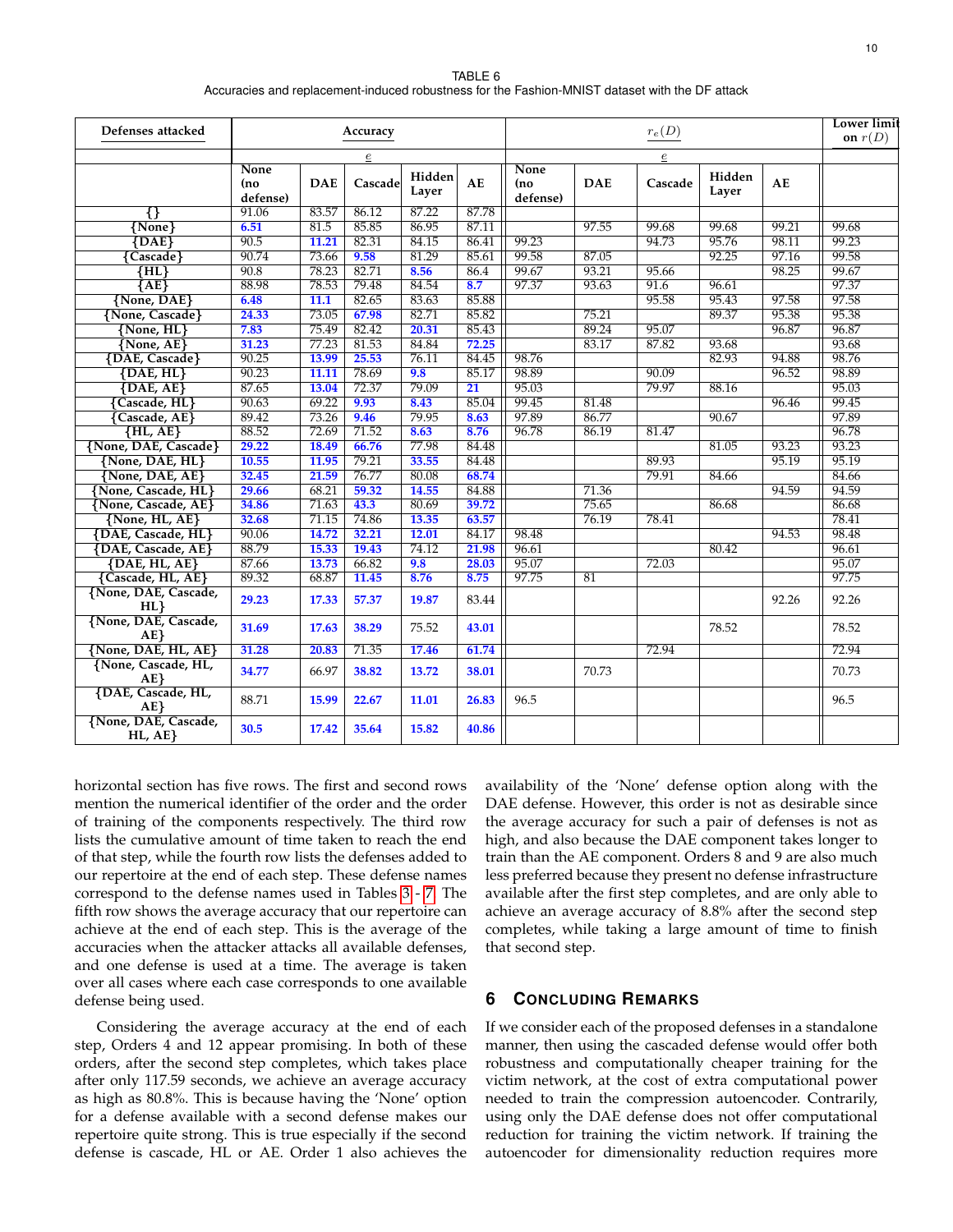TABLE 6
Accuracies and replacement-induced robustness for the Fashion-MNIST dataset with the DF attack

| Defenses attacked | Accuracy | | | | | $r_e(D)$ | | | | | Lower limit on $r(D)$ |
|---|---|---|---|---|---|---|---|---|---|---|---|
| | $e$ | | | | | $e$ | | | | | |
| | None (no defense) | DAE | Cascade | Hidden Layer | AE | None (no defense) | DAE | Cascade | Hidden Layer | AE | |
| {} | 91.06 | 83.57 | 86.12 | 87.22 | 87.78 | | | | | | |
| {None} | **6.51** | 81.5 | 85.85 | 86.95 | 87.11 | | 97.55 | 99.68 | 99.68 | 99.21 | 99.68 |
| {DAE} | 90.5 | **11.21** | 82.31 | 84.15 | 86.41 | 99.23 | | 94.73 | 95.76 | 98.11 | 99.23 |
| {Cascade} | 90.74 | 73.66 | **9.58** | 81.29 | 85.61 | 99.58 | 87.05 | | 92.25 | 97.16 | 99.58 |
| {HL} | 90.8 | 78.23 | 82.71 | **8.56** | 86.4 | 99.67 | 93.21 | 95.66 | | 98.25 | 99.67 |
| {AE} | 88.98 | 78.53 | 79.48 | 84.54 | **8.7** | 97.37 | 93.63 | 91.6 | 96.61 | | 97.37 |
| {None, DAE} | **6.48** | **11.1** | 82.65 | 83.63 | 85.88 | | | 95.58 | 95.43 | 97.58 | 97.58 |
| {None, Cascade} | **24.33** | 73.05 | **67.98** | 82.71 | 85.82 | | 75.21 | | 89.37 | 95.38 | 95.38 |
| {None, HL} | **7.83** | 75.49 | 82.42 | **20.31** | 85.43 | | 89.24 | 95.07 | | 96.87 | 96.87 |
| {None, AE} | **31.23** | 77.23 | 81.53 | 84.84 | **72.25** | | 83.17 | 87.82 | 93.68 | | 93.68 |
| {DAE, Cascade} | 90.25 | **13.99** | **25.53** | 76.11 | 84.45 | 98.76 | | | 82.93 | 94.88 | 98.76 |
| {DAE, HL} | 90.23 | **11.11** | 78.69 | **9.8** | 85.17 | 98.89 | | 90.09 | | 96.52 | 98.89 |
| {DAE, AE} | 87.65 | **13.04** | 72.37 | 79.09 | **21** | 95.03 | | 79.97 | 88.16 | | 95.03 |
| {Cascade, HL} | 90.63 | 69.22 | **9.93** | **8.43** | 85.04 | 99.45 | 81.48 | | | 96.46 | 99.45 |
| {Cascade, AE} | 89.42 | 73.26 | **9.46** | 79.95 | **8.63** | 97.89 | 86.77 | | 90.67 | | 97.89 |
| {HL, AE} | 88.52 | 72.69 | 71.52 | **8.63** | **8.76** | 96.78 | 86.19 | 81.47 | | | 96.78 |
| {None, DAE, Cascade} | **29.22** | **18.49** | **66.76** | 77.98 | 84.48 | | | | 81.05 | 93.23 | 93.23 |
| {None, DAE, HL} | **10.55** | **11.95** | 79.21 | **33.55** | 84.48 | | | 89.93 | | 95.19 | 95.19 |
| {None, DAE, AE} | **32.45** | **21.59** | 76.77 | 80.08 | **68.74** | | | 79.91 | 84.66 | | 84.66 |
| {None, Cascade, HL} | **29.66** | 68.21 | **59.32** | **14.55** | 84.88 | | 71.36 | | | 94.59 | 94.59 |
| {None, Cascade, AE} | **34.86** | 71.63 | **43.3** | 80.69 | **39.72** | | 75.65 | | 86.68 | | 86.68 |
| {None, HL, AE} | **32.68** | 71.15 | 74.86 | **13.35** | **63.57** | | 76.19 | 78.41 | | | 78.41 |
| {DAE, Cascade, HL} | 90.06 | **14.72** | **32.21** | **12.01** | 84.17 | 98.48 | | | | 94.53 | 98.48 |
| {DAE, Cascade, AE} | 88.79 | **15.33** | **19.43** | 74.12 | **21.98** | 96.61 | | | 80.42 | | 96.61 |
| {DAE, HL, AE} | 87.66 | **13.73** | 66.82 | **9.8** | **28.03** | 95.07 | | 72.03 | | | 95.07 |
| {Cascade, HL, AE} | 89.32 | 68.87 | **11.45** | **8.76** | **8.75** | 97.75 | 81 | | | | 97.75 |
| {None, DAE, Cascade, HL} | **29.23** | **17.33** | **57.37** | **19.87** | 83.44 | | | | | 92.26 | 92.26 |
| {None, DAE, Cascade, AE} | **31.69** | **17.63** | **38.29** | 75.52 | **43.01** | | | | 78.52 | | 78.52 |
| {None, DAE, HL, AE} | **31.28** | **20.83** | 71.35 | **17.46** | **61.74** | | | 72.94 | | | 72.94 |
| {None, Cascade, HL, AE} | **34.77** | 66.97 | **38.82** | **13.72** | **38.01** | | 70.73 | | | | 70.73 |
| {DAE, Cascade, HL, AE} | 88.71 | **15.99** | **22.67** | **11.01** | **26.83** | 96.5 | | | | | 96.5 |
| {None, DAE, Cascade, HL, AE} | **30.5** | **17.42** | **35.64** | **15.82** | **40.86** | | | | | | |

horizontal section has five rows. The first and second rows mention the numerical identifier of the order and the order of training of the components respectively. The third row lists the cumulative amount of time taken to reach the end of that step, while the fourth row lists the defenses added to our repertoire at the end of each step. These defense names correspond to the defense names used in Tables 3 - 7. The fifth row shows the average accuracy that our repertoire can achieve at the end of each step. This is the average of the accuracies when the attacker attacks all available defenses, and one defense is used at a time. The average is taken over all cases where each case corresponds to one available defense being used.

Considering the average accuracy at the end of each step, Orders 4 and 12 appear promising. In both of these orders, after the second step completes, which takes place after only 117.59 seconds, we achieve an average accuracy as high as 80.8%. This is because having the 'None' option for a defense available with a second defense makes our repertoire quite strong. This is true especially if the second defense is cascade, HL or AE. Order 1 also achieves the availability of the 'None' defense option along with the DAE defense. However, this order is not as desirable since the average accuracy for such a pair of defenses is not as high, and also because the DAE component takes longer to train than the AE component. Orders 8 and 9 are also much less preferred because they present no defense infrastructure available after the first step completes, and are only able to achieve an average accuracy of 8.8% after the second step completes, while taking a large amount of time to finish that second step.

## 6 Concluding Remarks

If we consider each of the proposed defenses in a standalone manner, then using the cascaded defense would offer both robustness and computationally cheaper training for the victim network, at the cost of extra computational power needed to train the compression autoencoder. Contrarily, using only the DAE defense does not offer computational reduction for training the victim network. If training the autoencoder for dimensionality reduction requires more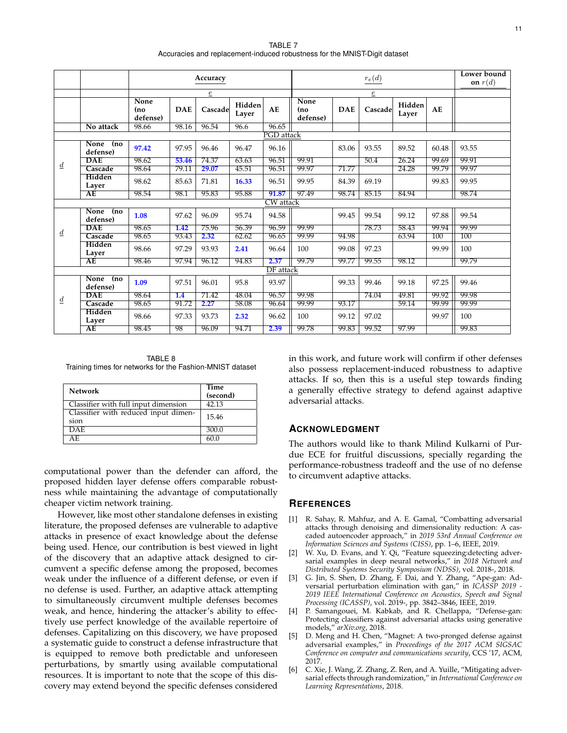TABLE 7
Accuracies and replacement-induced robustness for the MNIST-Digit dataset

| | | Accuracy | | | | | $r_e(d)$ | | | | | Lower bound on $r(d)$ |
|---|---|---|---|---|---|---|---|---|---|---|---|---|
| | | $\underline{e}$ | | | | | $\underline{e}$ | | | | | |
| | | None (no defense) | DAE | Cascade | Hidden Layer | AE | None (no defense) | DAE | Cascade | Hidden Layer | AE | |
| | No attack | 98.66 | 98.16 | 96.54 | 96.6 | 96.65 | | | | | | |
| PGD attack | | | | | | | | | | | | |
| $\underline{d}$ | None (no defense) | **97.42** | 97.95 | 96.46 | 96.47 | 96.16 | | 83.06 | 93.55 | 89.52 | 60.48 | 93.55 |
| | DAE | 98.62 | **53.46** | 74.37 | 63.63 | 96.51 | 99.91 | | 50.4 | 26.24 | 99.69 | 99.91 |
| | Cascade | 98.64 | 79.11 | **29.07** | 45.51 | 96.51 | 99.97 | 71.77 | | 24.28 | 99.79 | 99.97 |
| | Hidden Layer | 98.62 | 85.63 | 71.81 | **16.33** | 96.51 | 99.95 | 84.39 | 69.19 | | 99.83 | 99.95 |
| | AE | 98.54 | 98.1 | 95.83 | 95.88 | **91.87** | 97.49 | 98.74 | 85.15 | 84.94 | | 98.74 |
| CW attack | | | | | | | | | | | | |
| $\underline{d}$ | None (no defense) | **1.08** | 97.62 | 96.09 | 95.74 | 94.58 | | 99.45 | 99.54 | 99.12 | 97.88 | 99.54 |
| | DAE | 98.65 | **1.42** | 75.96 | 56.39 | 96.59 | 99.99 | | 78.73 | 58.43 | 99.94 | 99.99 |
| | Cascade | 98.65 | 93.43 | **2.32** | 62.62 | 96.65 | 99.99 | 94.98 | | 63.94 | 100 | 100 |
| | Hidden Layer | 98.66 | 97.29 | 93.93 | **2.41** | 96.64 | 100 | 99.08 | 97.23 | | 99.99 | 100 |
| | AE | 98.46 | 97.94 | 96.12 | 94.83 | **2.37** | 99.79 | 99.77 | 99.55 | 98.12 | | 99.79 |
| DF attack | | | | | | | | | | | | |
| $\underline{d}$ | None (no defense) | **1.09** | 97.51 | 96.01 | 95.8 | 93.97 | | 99.33 | 99.46 | 99.18 | 97.25 | 99.46 |
| | DAE | 98.64 | **1.4** | 71.42 | 48.04 | 96.57 | 99.98 | | 74.04 | 49.81 | 99.92 | 99.98 |
| | Cascade | 98.65 | 91.72 | **2.27** | 58.08 | 96.64 | 99.99 | 93.17 | | 59.14 | 99.99 | 99.99 |
| | Hidden Layer | 98.66 | 97.33 | 93.73 | **2.32** | 96.62 | 100 | 99.12 | 97.02 | | 99.97 | 100 |
| | AE | 98.45 | 98 | 96.09 | 94.71 | **2.39** | 99.78 | 99.83 | 99.52 | 97.99 | | 99.83 |

TABLE 8
Training times for networks for the Fashion-MNIST dataset

| Network | Time (second) |
|---|---|
| Classifier with full input dimension | 42.13 |
| Classifier with reduced input dimension | 15.46 |
| DAE | 300.0 |
| AE | 60.0 |

computational power than the defender can afford, the proposed hidden layer defense offers comparable robustness while maintaining the advantage of computationally cheaper victim network training.

However, like most other standalone defenses in existing literature, the proposed defenses are vulnerable to adaptive attacks in presence of exact knowledge about the defense being used. Hence, our contribution is best viewed in light of the discovery that an adaptive attack designed to circumvent a specific defense among the proposed, becomes weak under the influence of a different defense, or even if no defense is used. Further, an adaptive attack attempting to simultaneously circumvent multiple defenses becomes weak, and hence, hindering the attacker's ability to effectively use perfect knowledge of the available repertoire of defenses. Capitalizing on this discovery, we have proposed a systematic guide to construct a defense infrastructure that is equipped to remove both predictable and unforeseen perturbations, by smartly using available computational resources. It is important to note that the scope of this discovery may extend beyond the specific defenses considered in this work, and future work will confirm if other defenses also possess replacement-induced robustness to adaptive attacks. If so, then this is a useful step towards finding a generally effective strategy to defend against adaptive adversarial attacks.

## Acknowledgment

The authors would like to thank Milind Kulkarni of Purdue ECE for fruitful discussions, specially regarding the performance-robustness tradeoff and the use of no defense to circumvent adaptive attacks.

## References

[1] R. Sahay, R. Mahfuz, and A. E. Gamal, "Combatting adversarial attacks through denoising and dimensionality reduction: A cascaded autoencoder approach," in *2019 53rd Annual Conference on Information Sciences and Systems (CISS)*, pp. 1–6, IEEE, 2019.

[2] W. Xu, D. Evans, and Y. Qi, "Feature squeezing:detecting adversarial examples in deep neural networks," in *2018 Network and Distributed Systems Security Symposium (NDSS)*, vol. 2018-, 2018.

[3] G. Jin, S. Shen, D. Zhang, F. Dai, and Y. Zhang, "Ape-gan: Adversarial perturbation elimination with gan," in *ICASSP 2019 - 2019 IEEE International Conference on Acoustics, Speech and Signal Processing (ICASSP)*, vol. 2019-, pp. 3842–3846, IEEE, 2019.

[4] P. Samangouei, M. Kabkab, and R. Chellappa, "Defense-gan: Protecting classifiers against adversarial attacks using generative models," *arXiv.org*, 2018.

[5] D. Meng and H. Chen, "Magnet: A two-pronged defense against adversarial examples," in *Proceedings of the 2017 ACM SIGSAC Conference on computer and communications security*, CCS '17, ACM, 2017.

[6] C. Xie, J. Wang, Z. Zhang, Z. Ren, and A. Yuille, "Mitigating adversarial effects through randomization," in *International Conference on Learning Representations*, 2018.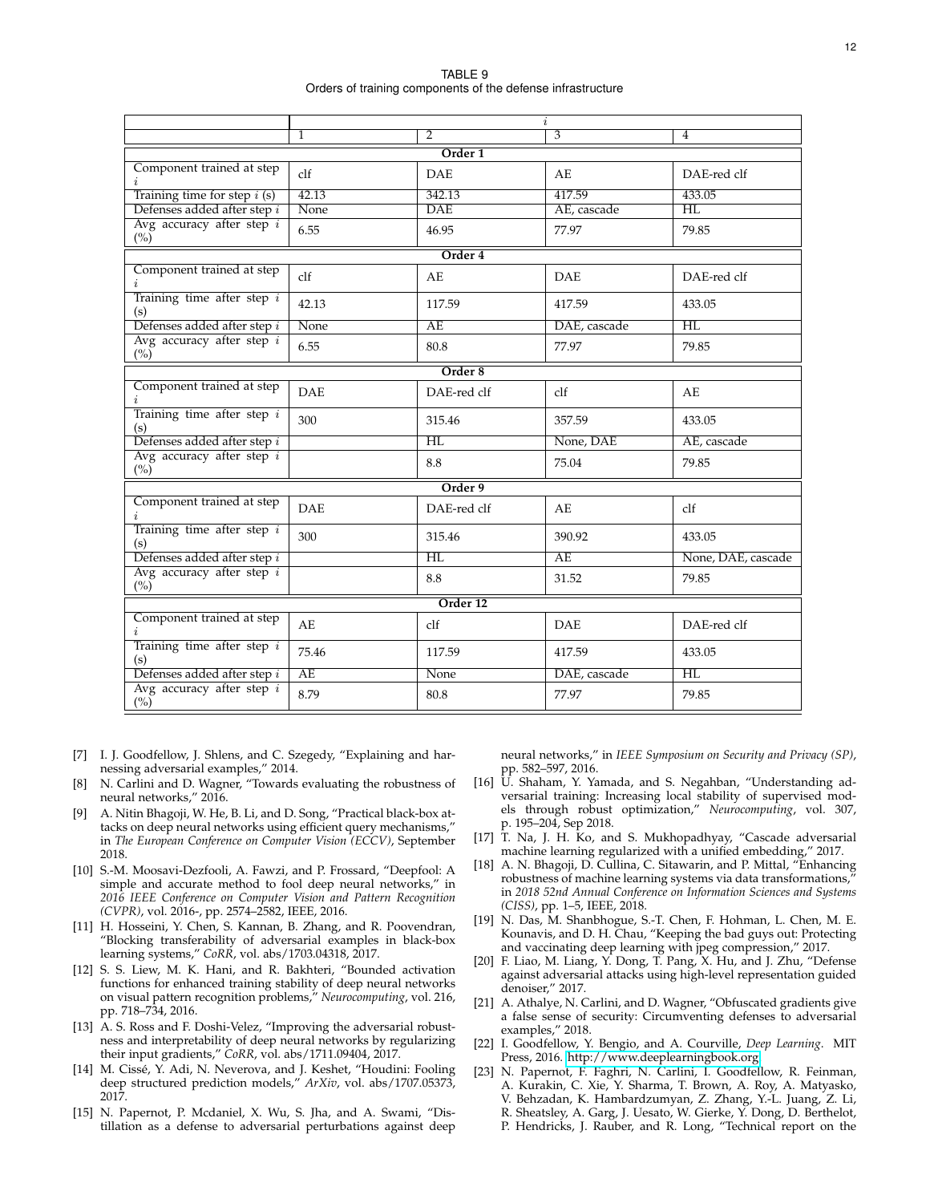TABLE 9
Orders of training components of the defense infrastructure

| | $i$ | | | |
|---|---|---|---|---|
| | 1 | 2 | 3 | 4 |
| **Order 1** | | | | |
| Component trained at step $i$ | clf | DAE | AE | DAE-red clf |
| Training time for step $i$ (s) | 42.13 | 342.13 | 417.59 | 433.05 |
| Defenses added after step $i$ | None | DAE | AE, cascade | HL |
| Avg accuracy after step $i$ (%) | 6.55 | 46.95 | 77.97 | 79.85 |
| **Order 4** | | | | |
| Component trained at step $i$ | clf | AE | DAE | DAE-red clf |
| Training time after step $i$ (s) | 42.13 | 117.59 | 417.59 | 433.05 |
| Defenses added after step $i$ | None | AE | DAE, cascade | HL |
| Avg accuracy after step $i$ (%) | 6.55 | 80.8 | 77.97 | 79.85 |
| **Order 8** | | | | |
| Component trained at step $i$ | DAE | DAE-red clf | clf | AE |
| Training time after step $i$ (s) | 300 | 315.46 | 357.59 | 433.05 |
| Defenses added after step $i$ | | HL | None, DAE | AE, cascade |
| Avg accuracy after step $i$ (%) | | 8.8 | 75.04 | 79.85 |
| **Order 9** | | | | |
| Component trained at step $i$ | DAE | DAE-red clf | AE | clf |
| Training time after step $i$ (s) | 300 | 315.46 | 390.92 | 433.05 |
| Defenses added after step $i$ | | HL | AE | None, DAE, cascade |
| Avg accuracy after step $i$ (%) | | 8.8 | 31.52 | 79.85 |
| **Order 12** | | | | |
| Component trained at step $i$ | AE | clf | DAE | DAE-red clf |
| Training time after step $i$ (s) | 75.46 | 117.59 | 417.59 | 433.05 |
| Defenses added after step $i$ | AE | None | DAE, cascade | HL |
| Avg accuracy after step $i$ (%) | 8.79 | 80.8 | 77.97 | 79.85 |

[7] I. J. Goodfellow, J. Shlens, and C. Szegedy, "Explaining and harnessing adversarial examples," 2014.

[8] N. Carlini and D. Wagner, "Towards evaluating the robustness of neural networks," 2016.

[9] A. Nitin Bhagoji, W. He, B. Li, and D. Song, "Practical black-box attacks on deep neural networks using efficient query mechanisms," in *The European Conference on Computer Vision (ECCV)*, September 2018.

[10] S.-M. Moosavi-Dezfooli, A. Fawzi, and P. Frossard, "Deepfool: A simple and accurate method to fool deep neural networks," in *2016 IEEE Conference on Computer Vision and Pattern Recognition (CVPR)*, vol. 2016-, pp. 2574–2582, IEEE, 2016.

[11] H. Hosseini, Y. Chen, S. Kannan, B. Zhang, and R. Poovendran, "Blocking transferability of adversarial examples in black-box learning systems," *CoRR*, vol. abs/1703.04318, 2017.

[12] S. S. Liew, M. K. Hani, and R. Bakhteri, "Bounded activation functions for enhanced training stability of deep neural networks on visual pattern recognition problems," *Neurocomputing*, vol. 216, pp. 718–734, 2016.

[13] A. S. Ross and F. Doshi-Velez, "Improving the adversarial robustness and interpretability of deep neural networks by regularizing their input gradients," *CoRR*, vol. abs/1711.09404, 2017.

[14] M. Cissé, Y. Adi, N. Neverova, and J. Keshet, "Houdini: Fooling deep structured prediction models," *ArXiv*, vol. abs/1707.05373, 2017.

[15] N. Papernot, P. Mcdaniel, X. Wu, S. Jha, and A. Swami, "Distillation as a defense to adversarial perturbations against deep neural networks," in *IEEE Symposium on Security and Privacy (SP)*, pp. 582–597, 2016.

[16] U. Shaham, Y. Yamada, and S. Negahban, "Understanding adversarial training: Increasing local stability of supervised models through robust optimization," *Neurocomputing*, vol. 307, p. 195–204, Sep 2018.

[17] T. Na, J. H. Ko, and S. Mukhopadhyay, "Cascade adversarial machine learning regularized with a unified embedding," 2017.

[18] A. N. Bhagoji, D. Cullina, C. Sitawarin, and P. Mittal, "Enhancing robustness of machine learning systems via data transformations," in *2018 52nd Annual Conference on Information Sciences and Systems (CISS)*, pp. 1–5, IEEE, 2018.

[19] N. Das, M. Shanbhogue, S.-T. Chen, F. Hohman, L. Chen, M. E. Kounavis, and D. H. Chau, "Keeping the bad guys out: Protecting and vaccinating deep learning with jpeg compression," 2017.

[20] F. Liao, M. Liang, Y. Dong, T. Pang, X. Hu, and J. Zhu, "Defense against adversarial attacks using high-level representation guided denoiser," 2017.

[21] A. Athalye, N. Carlini, and D. Wagner, "Obfuscated gradients give a false sense of security: Circumventing defenses to adversarial examples," 2018.

[22] I. Goodfellow, Y. Bengio, and A. Courville, *Deep Learning*. MIT Press, 2016. http://www.deeplearningbook.org.

[23] N. Papernot, F. Faghri, N. Carlini, I. Goodfellow, R. Feinman, A. Kurakin, C. Xie, Y. Sharma, T. Brown, A. Roy, A. Matyasko, V. Behzadan, K. Hambardzumyan, Z. Zhang, Y.-L. Juang, Z. Li, R. Sheatsley, A. Garg, J. Uesato, W. Gierke, Y. Dong, D. Berthelot, P. Hendricks, J. Rauber, and R. Long, "Technical report on the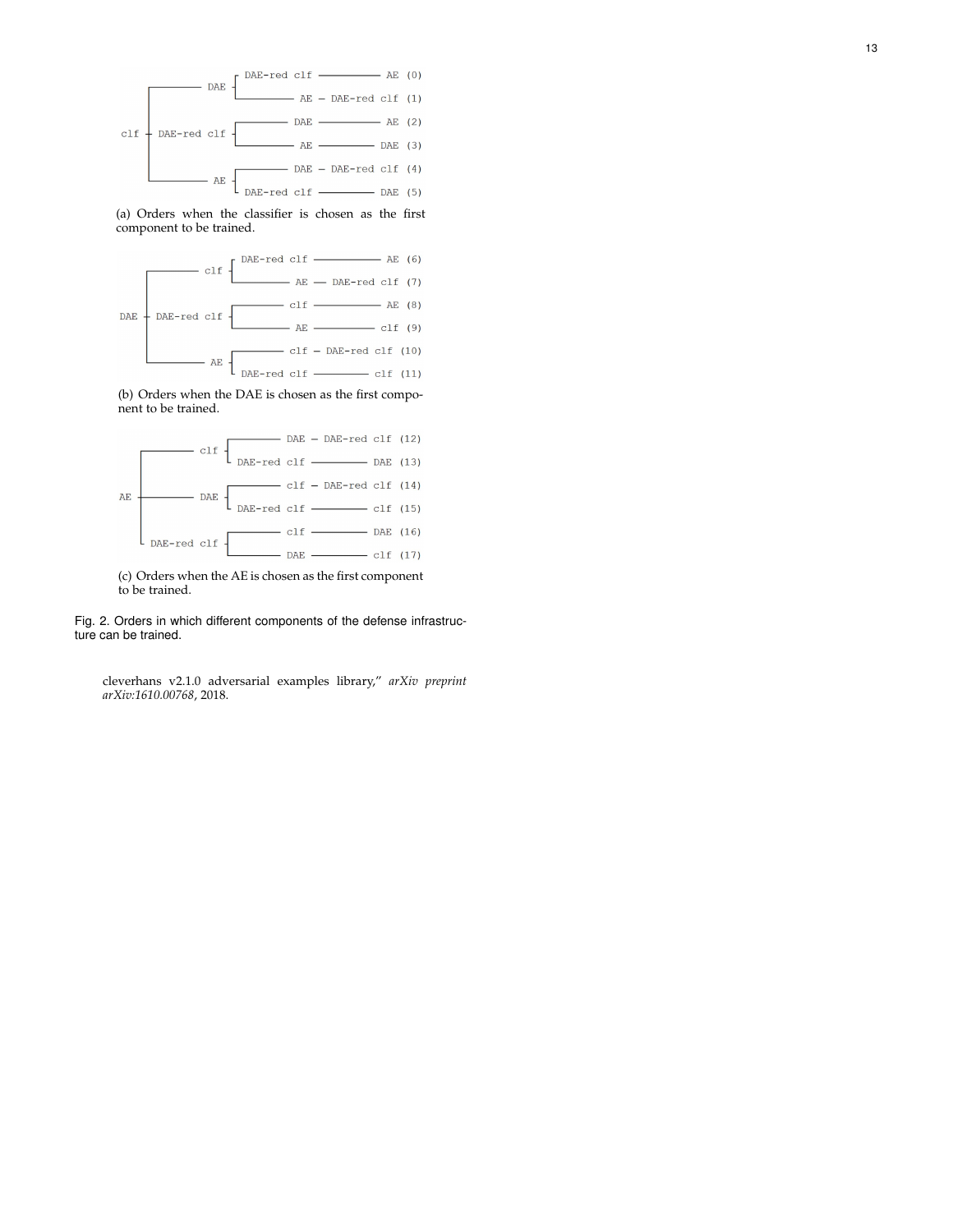clf
DAE
DAE-red clf — AE (0)
AE – DAE-red clf (1)
DAE-red clf
DAE — AE (2)
AE — DAE (3)
AE
DAE – DAE-red clf (4)
DAE-red clf — DAE (5)

(a) Orders when the classifier is chosen as the first component to be trained.

DAE
clf
DAE-red clf — AE (6)
AE — DAE-red clf (7)
DAE-red clf
clf — AE (8)
AE — clf (9)
AE
clf – DAE-red clf (10)
DAE-red clf — clf (11)

(b) Orders when the DAE is chosen as the first component to be trained.

AE
clf
DAE – DAE-red clf (12)
DAE-red clf — DAE (13)
DAE
clf – DAE-red clf (14)
DAE-red clf — clf (15)
DAE-red clf
clf — DAE (16)
DAE — clf (17)

(c) Orders when the AE is chosen as the first component to be trained.

Fig. 2. Orders in which different components of the defense infrastructure can be trained.

cleverhans v2.1.0 adversarial examples library," *arXiv preprint arXiv:1610.00768*, 2018.